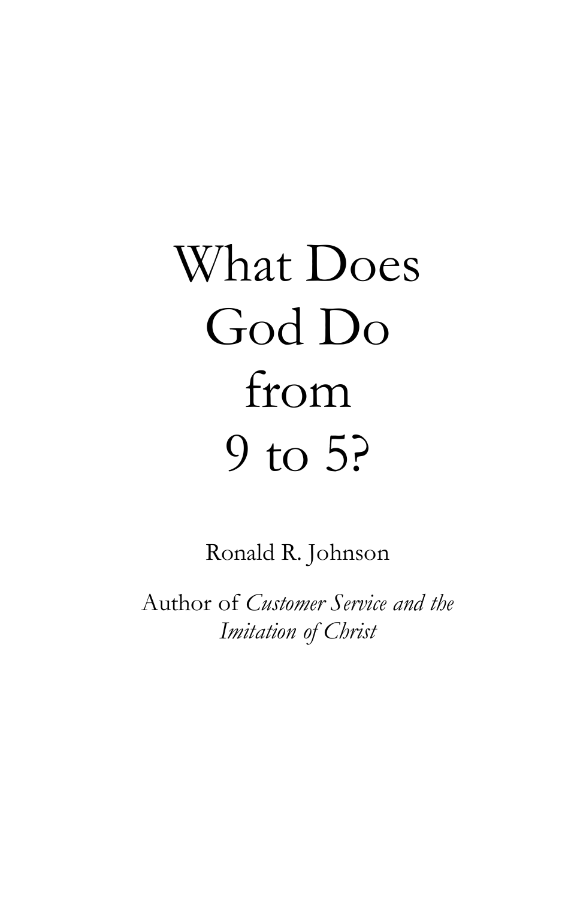# What Does God Do from 9 to 5?

Ronald R. Johnson

Author of *Customer Service and the Imitation of Christ*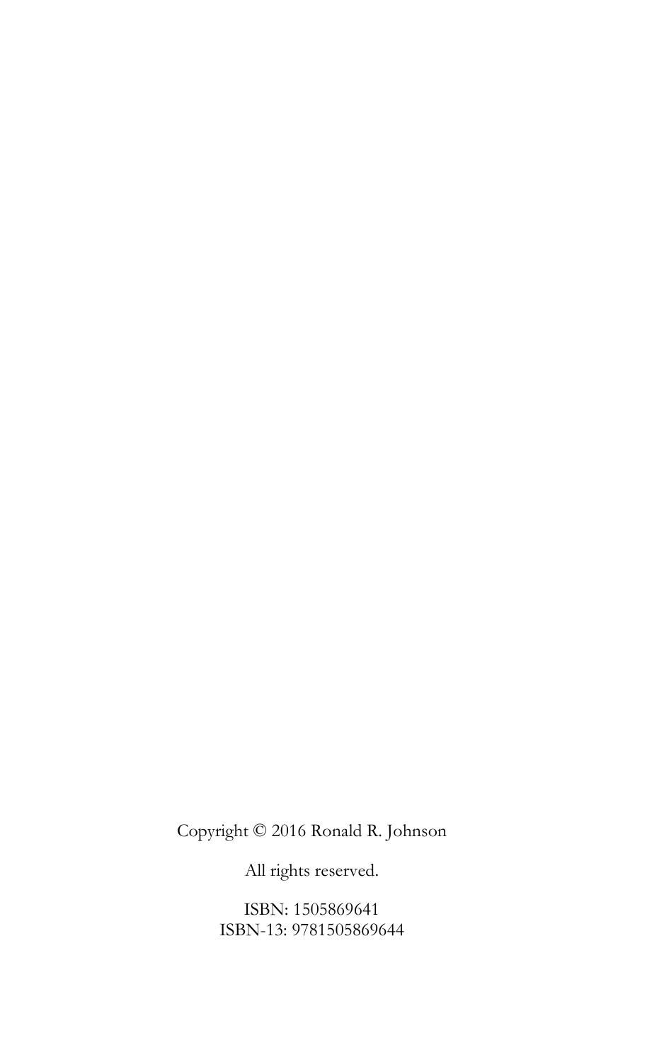Copyright © 2016 Ronald R. Johnson

All rights reserved.

ISBN: 1505869641
ISBN-13: 9781505869644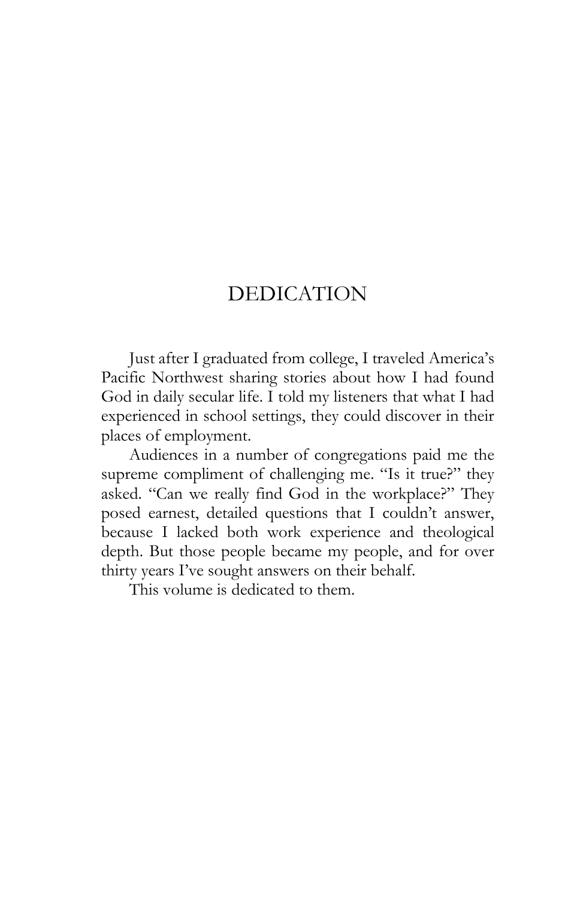# DEDICATION

Just after I graduated from college, I traveled America's Pacific Northwest sharing stories about how I had found God in daily secular life. I told my listeners that what I had experienced in school settings, they could discover in their places of employment.

Audiences in a number of congregations paid me the supreme compliment of challenging me. "Is it true?" they asked. "Can we really find God in the workplace?" They posed earnest, detailed questions that I couldn't answer, because I lacked both work experience and theological depth. But those people became my people, and for over thirty years I've sought answers on their behalf.

This volume is dedicated to them.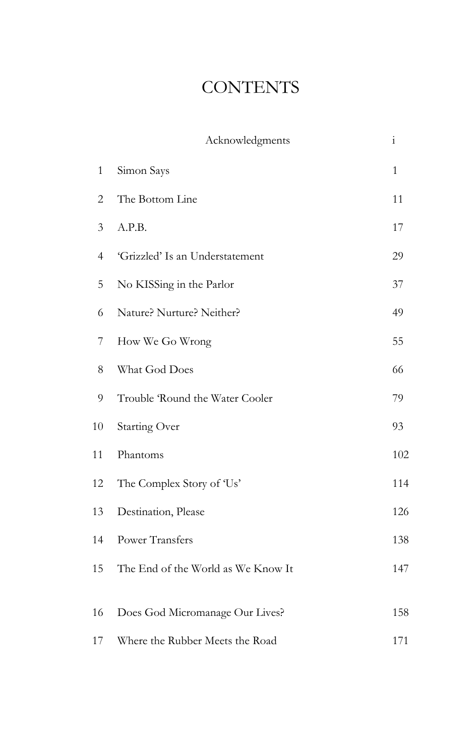# CONTENTS

| | | |
|---|---|---|
| | Acknowledgments | i |
| 1 | Simon Says | 1 |
| 2 | The Bottom Line | 11 |
| 3 | A.P.B. | 17 |
| 4 | 'Grizzled' Is an Understatement | 29 |
| 5 | No KISSing in the Parlor | 37 |
| 6 | Nature? Nurture? Neither? | 49 |
| 7 | How We Go Wrong | 55 |
| 8 | What God Does | 66 |
| 9 | Trouble 'Round the Water Cooler | 79 |
| 10 | Starting Over | 93 |
| 11 | Phantoms | 102 |
| 12 | The Complex Story of 'Us' | 114 |
| 13 | Destination, Please | 126 |
| 14 | Power Transfers | 138 |
| 15 | The End of the World as We Know It | 147 |
| 16 | Does God Micromanage Our Lives? | 158 |
| 17 | Where the Rubber Meets the Road | 171 |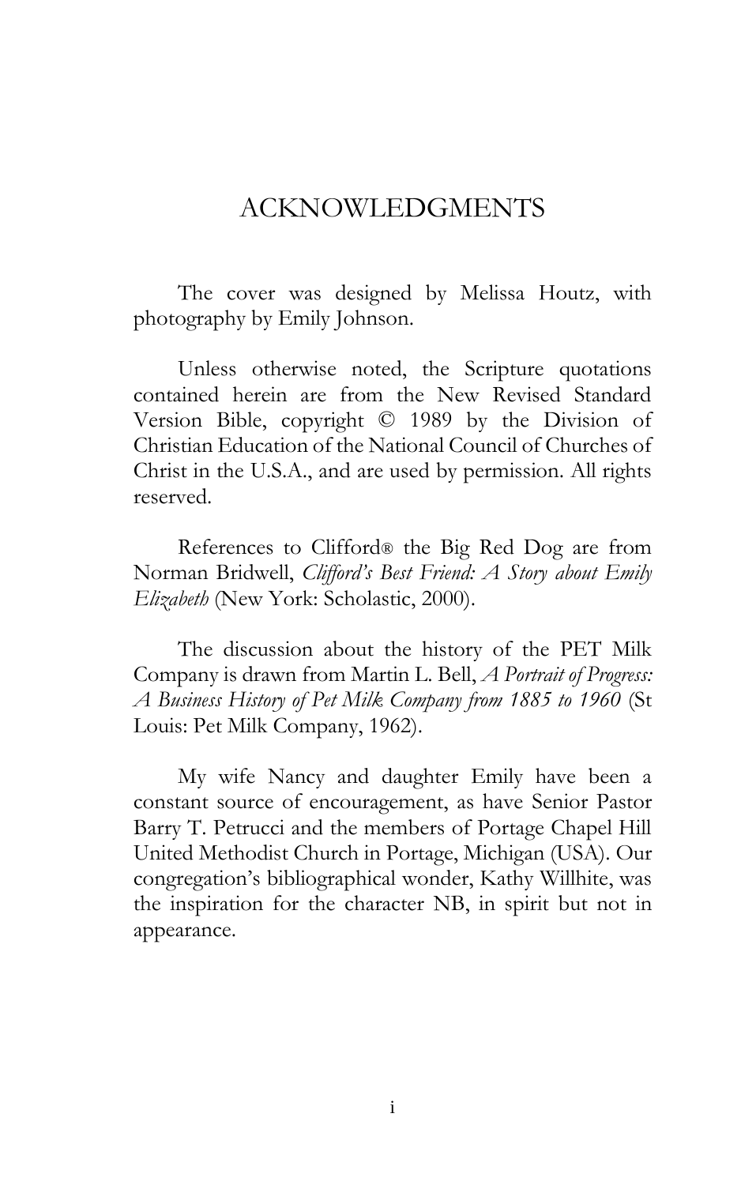# ACKNOWLEDGMENTS

The cover was designed by Melissa Houtz, with photography by Emily Johnson.

Unless otherwise noted, the Scripture quotations contained herein are from the New Revised Standard Version Bible, copyright © 1989 by the Division of Christian Education of the National Council of Churches of Christ in the U.S.A., and are used by permission. All rights reserved.

References to Clifford® the Big Red Dog are from Norman Bridwell, *Clifford's Best Friend: A Story about Emily Elizabeth* (New York: Scholastic, 2000).

The discussion about the history of the PET Milk Company is drawn from Martin L. Bell, *A Portrait of Progress: A Business History of Pet Milk Company from 1885 to 1960* (St Louis: Pet Milk Company, 1962).

My wife Nancy and daughter Emily have been a constant source of encouragement, as have Senior Pastor Barry T. Petrucci and the members of Portage Chapel Hill United Methodist Church in Portage, Michigan (USA). Our congregation's bibliographical wonder, Kathy Willhite, was the inspiration for the character NB, in spirit but not in appearance.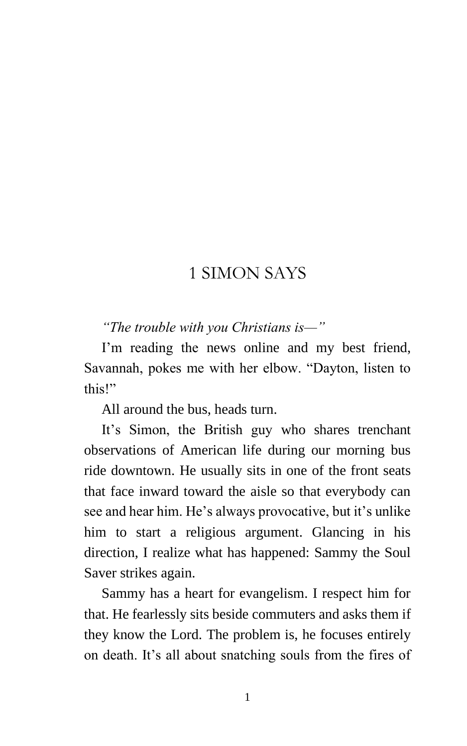# 1 SIMON SAYS

*"The trouble with you Christians is—"*

I'm reading the news online and my best friend, Savannah, pokes me with her elbow. "Dayton, listen to this!"

All around the bus, heads turn.

It's Simon, the British guy who shares trenchant observations of American life during our morning bus ride downtown. He usually sits in one of the front seats that face inward toward the aisle so that everybody can see and hear him. He's always provocative, but it's unlike him to start a religious argument. Glancing in his direction, I realize what has happened: Sammy the Soul Saver strikes again.

Sammy has a heart for evangelism. I respect him for that. He fearlessly sits beside commuters and asks them if they know the Lord. The problem is, he focuses entirely on death. It's all about snatching souls from the fires of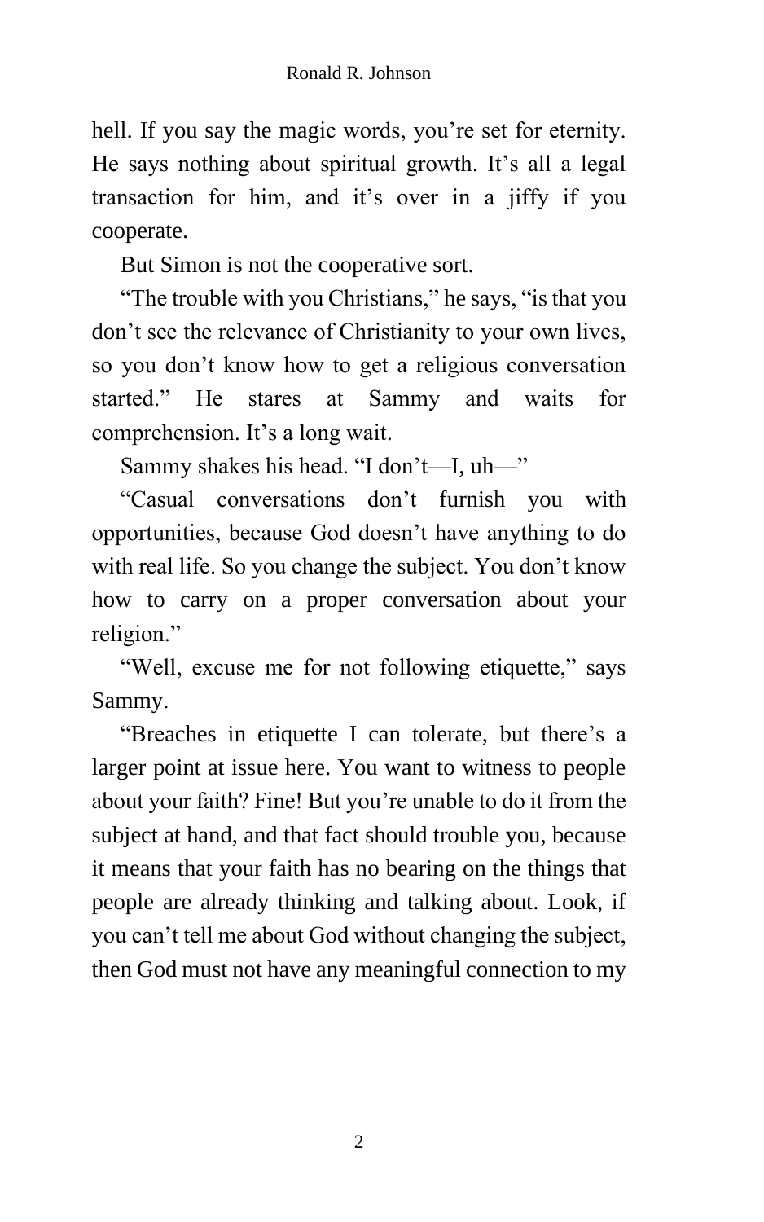hell. If you say the magic words, you're set for eternity. He says nothing about spiritual growth. It's all a legal transaction for him, and it's over in a jiffy if you cooperate.

But Simon is not the cooperative sort.

"The trouble with you Christians," he says, "is that you don't see the relevance of Christianity to your own lives, so you don't know how to get a religious conversation started." He stares at Sammy and waits for comprehension. It's a long wait.

Sammy shakes his head. "I don't—I, uh—"

"Casual conversations don't furnish you with opportunities, because God doesn't have anything to do with real life. So you change the subject. You don't know how to carry on a proper conversation about your religion."

"Well, excuse me for not following etiquette," says Sammy.

"Breaches in etiquette I can tolerate, but there's a larger point at issue here. You want to witness to people about your faith? Fine! But you're unable to do it from the subject at hand, and that fact should trouble you, because it means that your faith has no bearing on the things that people are already thinking and talking about. Look, if you can't tell me about God without changing the subject, then God must not have any meaningful connection to my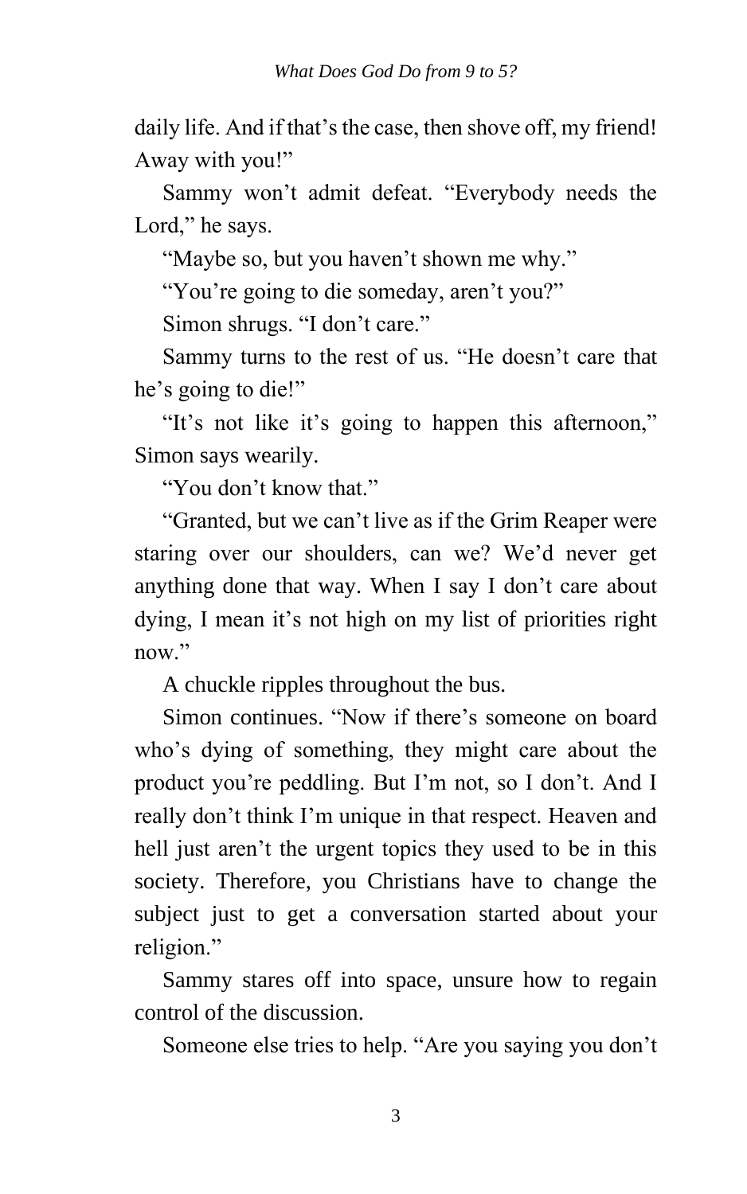daily life. And if that's the case, then shove off, my friend! Away with you!"

Sammy won't admit defeat. "Everybody needs the Lord," he says.

"Maybe so, but you haven't shown me why."

"You're going to die someday, aren't you?"

Simon shrugs. "I don't care."

Sammy turns to the rest of us. "He doesn't care that he's going to die!"

"It's not like it's going to happen this afternoon," Simon says wearily.

"You don't know that."

"Granted, but we can't live as if the Grim Reaper were staring over our shoulders, can we? We'd never get anything done that way. When I say I don't care about dying, I mean it's not high on my list of priorities right now."

A chuckle ripples throughout the bus.

Simon continues. "Now if there's someone on board who's dying of something, they might care about the product you're peddling. But I'm not, so I don't. And I really don't think I'm unique in that respect. Heaven and hell just aren't the urgent topics they used to be in this society. Therefore, you Christians have to change the subject just to get a conversation started about your religion."

Sammy stares off into space, unsure how to regain control of the discussion.

Someone else tries to help. "Are you saying you don't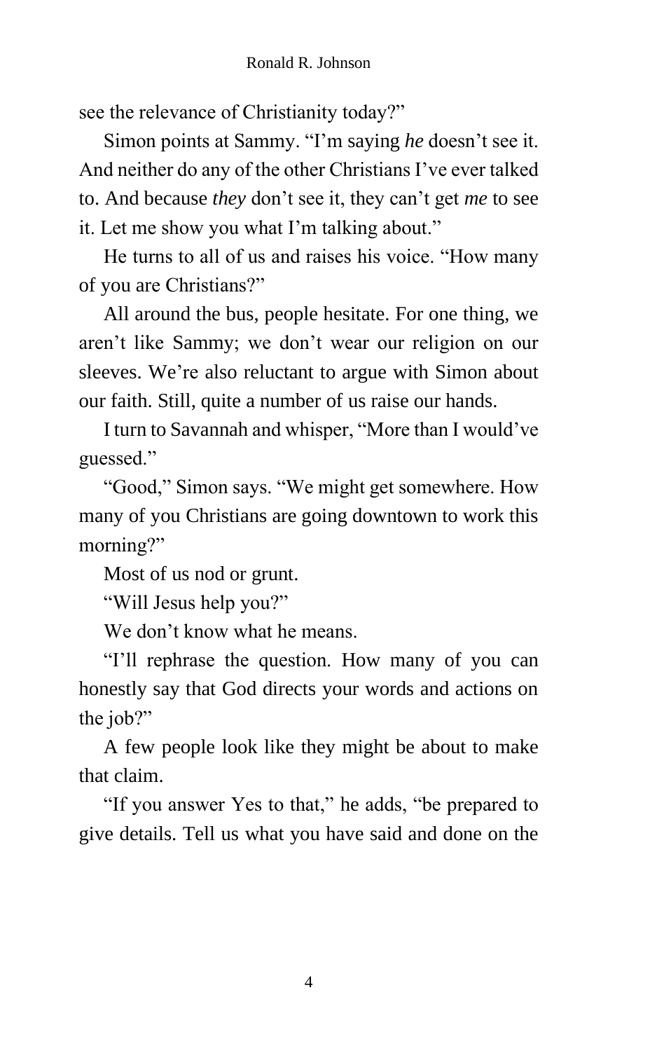see the relevance of Christianity today?"

Simon points at Sammy. "I'm saying *he* doesn't see it. And neither do any of the other Christians I've ever talked to. And because *they* don't see it, they can't get *me* to see it. Let me show you what I'm talking about."

He turns to all of us and raises his voice. "How many of you are Christians?"

All around the bus, people hesitate. For one thing, we aren't like Sammy; we don't wear our religion on our sleeves. We're also reluctant to argue with Simon about our faith. Still, quite a number of us raise our hands.

I turn to Savannah and whisper, "More than I would've guessed."

"Good," Simon says. "We might get somewhere. How many of you Christians are going downtown to work this morning?"

Most of us nod or grunt.

"Will Jesus help you?"

We don't know what he means.

"I'll rephrase the question. How many of you can honestly say that God directs your words and actions on the job?"

A few people look like they might be about to make that claim.

"If you answer Yes to that," he adds, "be prepared to give details. Tell us what you have said and done on the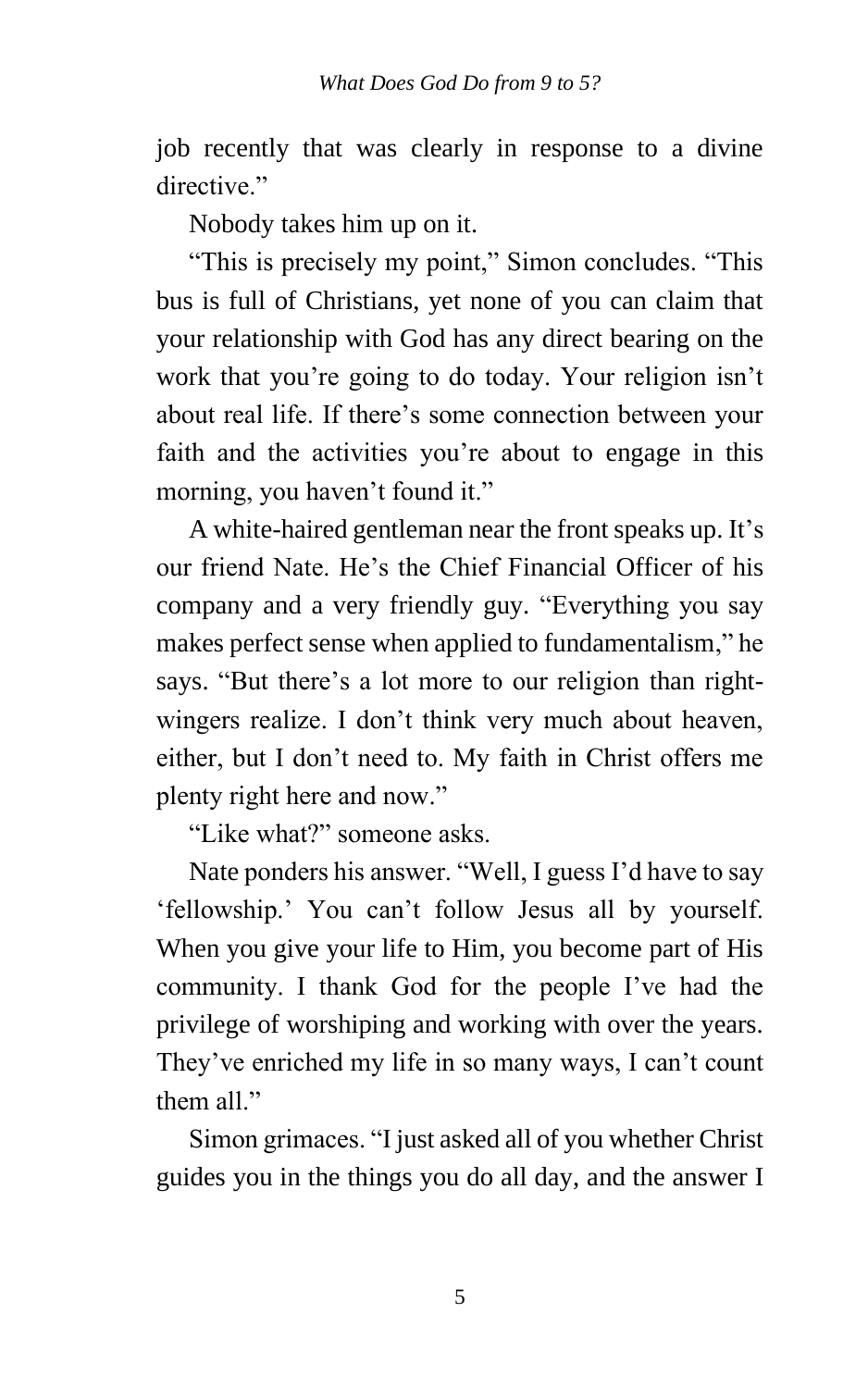job recently that was clearly in response to a divine directive."

Nobody takes him up on it.

"This is precisely my point," Simon concludes. "This bus is full of Christians, yet none of you can claim that your relationship with God has any direct bearing on the work that you're going to do today. Your religion isn't about real life. If there's some connection between your faith and the activities you're about to engage in this morning, you haven't found it."

A white-haired gentleman near the front speaks up. It's our friend Nate. He's the Chief Financial Officer of his company and a very friendly guy. "Everything you say makes perfect sense when applied to fundamentalism," he says. "But there's a lot more to our religion than right-wingers realize. I don't think very much about heaven, either, but I don't need to. My faith in Christ offers me plenty right here and now."

"Like what?" someone asks.

Nate ponders his answer. "Well, I guess I'd have to say 'fellowship.' You can't follow Jesus all by yourself. When you give your life to Him, you become part of His community. I thank God for the people I've had the privilege of worshiping and working with over the years. They've enriched my life in so many ways, I can't count them all."

Simon grimaces. "I just asked all of you whether Christ guides you in the things you do all day, and the answer I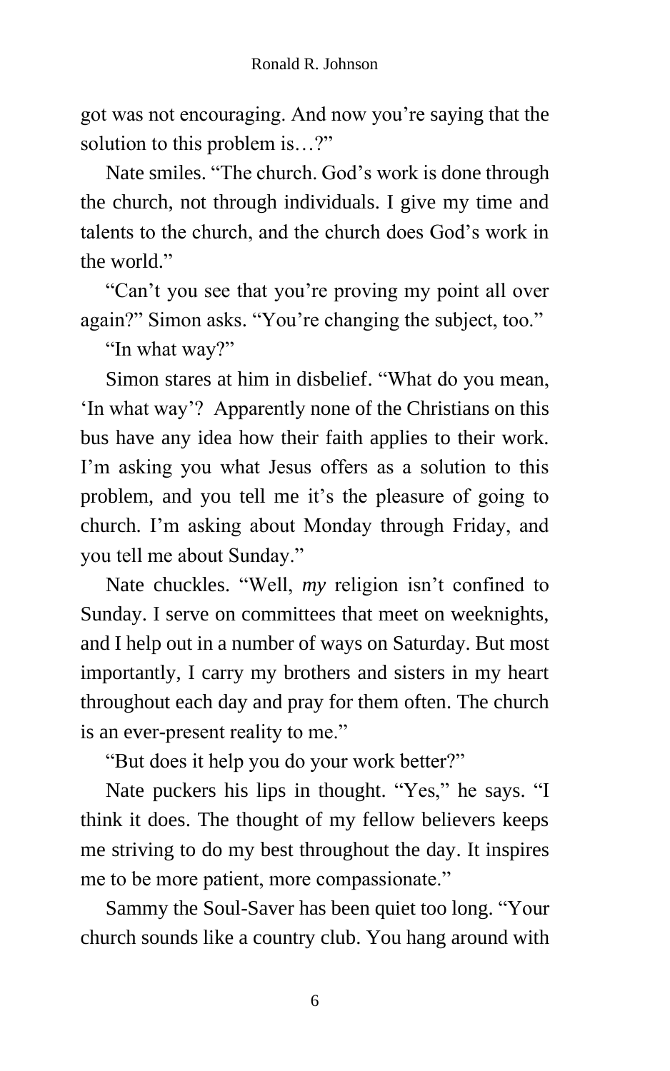got was not encouraging. And now you're saying that the solution to this problem is…?"

Nate smiles. "The church. God's work is done through the church, not through individuals. I give my time and talents to the church, and the church does God's work in the world."

"Can't you see that you're proving my point all over again?" Simon asks. "You're changing the subject, too."

"In what way?"

Simon stares at him in disbelief. "What do you mean, 'In what way'? Apparently none of the Christians on this bus have any idea how their faith applies to their work. I'm asking you what Jesus offers as a solution to this problem, and you tell me it's the pleasure of going to church. I'm asking about Monday through Friday, and you tell me about Sunday."

Nate chuckles. "Well, *my* religion isn't confined to Sunday. I serve on committees that meet on weeknights, and I help out in a number of ways on Saturday. But most importantly, I carry my brothers and sisters in my heart throughout each day and pray for them often. The church is an ever-present reality to me."

"But does it help you do your work better?"

Nate puckers his lips in thought. "Yes," he says. "I think it does. The thought of my fellow believers keeps me striving to do my best throughout the day. It inspires me to be more patient, more compassionate."

Sammy the Soul-Saver has been quiet too long. "Your church sounds like a country club. You hang around with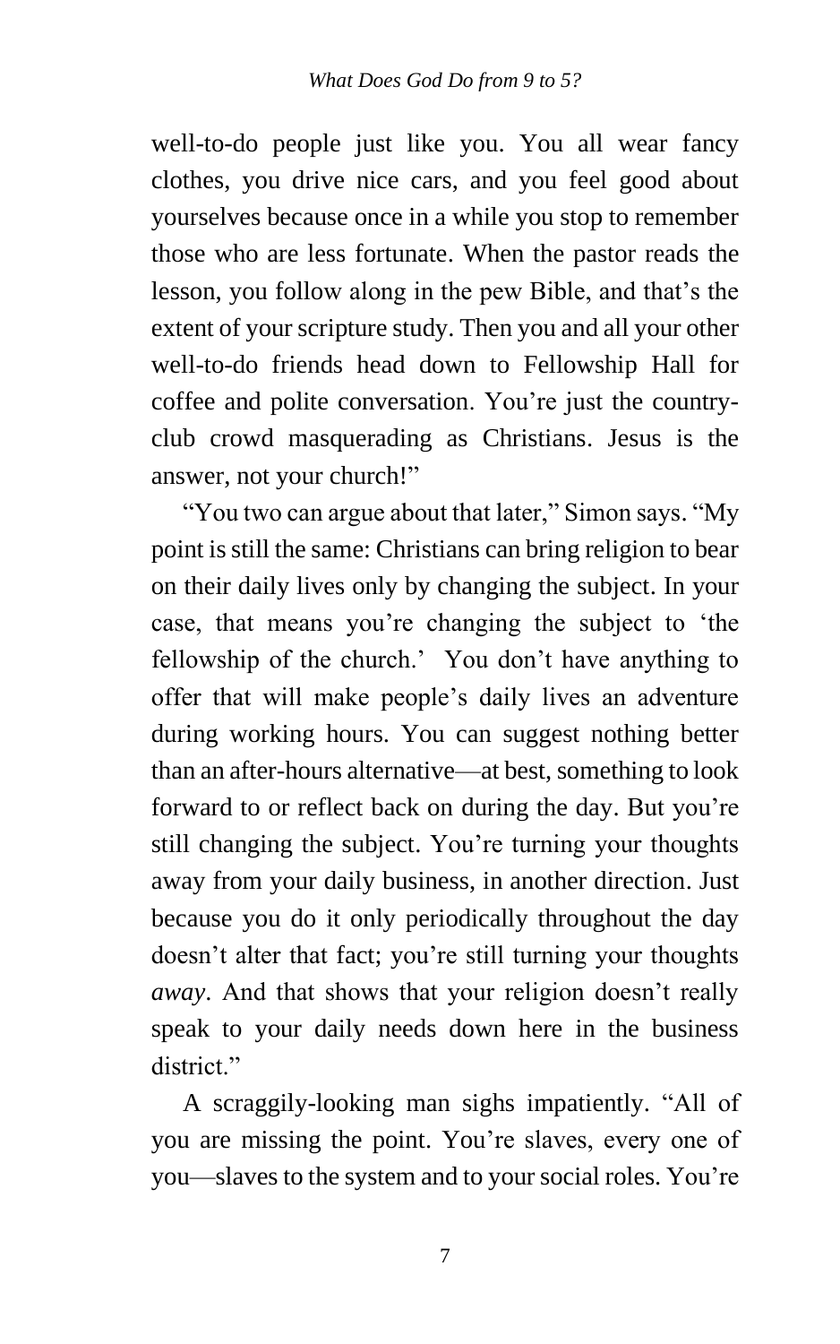well-to-do people just like you. You all wear fancy clothes, you drive nice cars, and you feel good about yourselves because once in a while you stop to remember those who are less fortunate. When the pastor reads the lesson, you follow along in the pew Bible, and that's the extent of your scripture study. Then you and all your other well-to-do friends head down to Fellowship Hall for coffee and polite conversation. You're just the country-club crowd masquerading as Christians. Jesus is the answer, not your church!"

"You two can argue about that later," Simon says. "My point is still the same: Christians can bring religion to bear on their daily lives only by changing the subject. In your case, that means you're changing the subject to 'the fellowship of the church.' You don't have anything to offer that will make people's daily lives an adventure during working hours. You can suggest nothing better than an after-hours alternative—at best, something to look forward to or reflect back on during the day. But you're still changing the subject. You're turning your thoughts away from your daily business, in another direction. Just because you do it only periodically throughout the day doesn't alter that fact; you're still turning your thoughts *away*. And that shows that your religion doesn't really speak to your daily needs down here in the business district."

A scraggily-looking man sighs impatiently. "All of you are missing the point. You're slaves, every one of you—slaves to the system and to your social roles. You're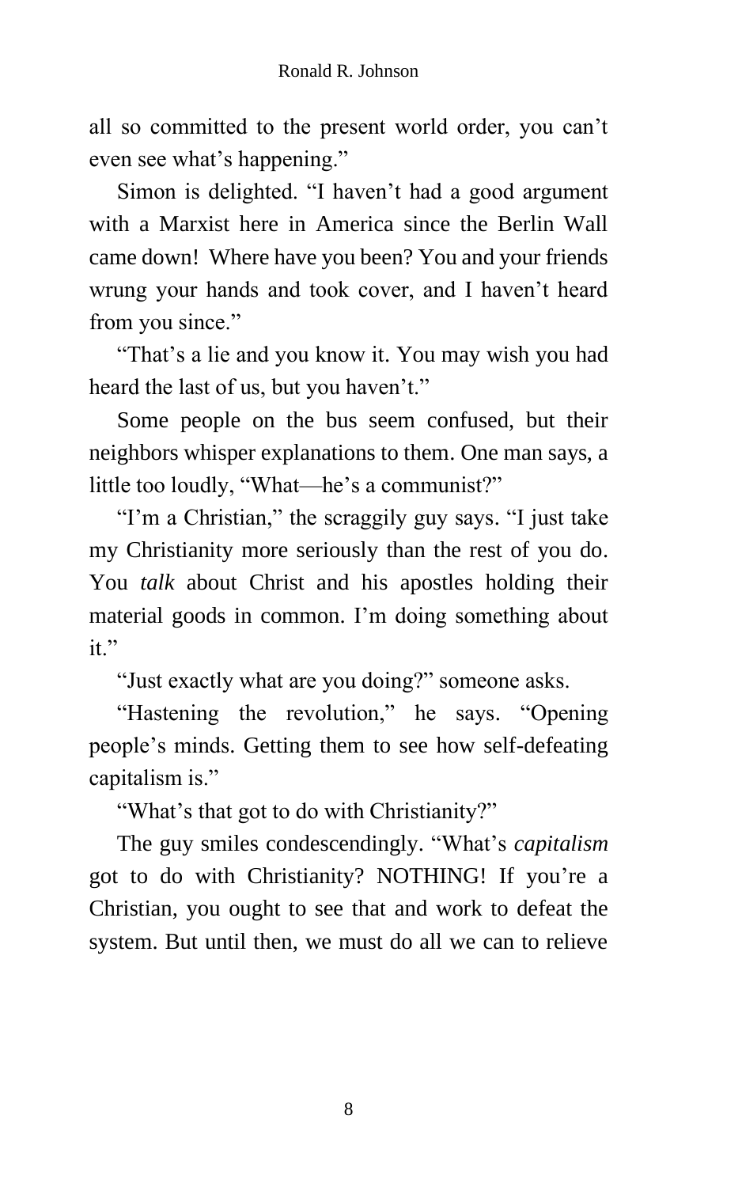all so committed to the present world order, you can't even see what's happening."

Simon is delighted. "I haven't had a good argument with a Marxist here in America since the Berlin Wall came down! Where have you been? You and your friends wrung your hands and took cover, and I haven't heard from you since."

"That's a lie and you know it. You may wish you had heard the last of us, but you haven't."

Some people on the bus seem confused, but their neighbors whisper explanations to them. One man says, a little too loudly, "What—he's a communist?"

"I'm a Christian," the scraggily guy says. "I just take my Christianity more seriously than the rest of you do. You *talk* about Christ and his apostles holding their material goods in common. I'm doing something about it."

"Just exactly what are you doing?" someone asks.

"Hastening the revolution," he says. "Opening people's minds. Getting them to see how self-defeating capitalism is."

"What's that got to do with Christianity?"

The guy smiles condescendingly. "What's *capitalism* got to do with Christianity? NOTHING! If you're a Christian, you ought to see that and work to defeat the system. But until then, we must do all we can to relieve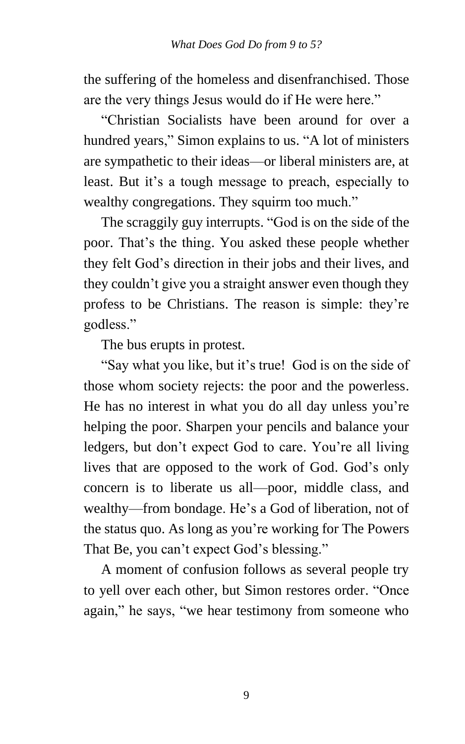the suffering of the homeless and disenfranchised. Those are the very things Jesus would do if He were here."

"Christian Socialists have been around for over a hundred years," Simon explains to us. "A lot of ministers are sympathetic to their ideas—or liberal ministers are, at least. But it's a tough message to preach, especially to wealthy congregations. They squirm too much."

The scraggily guy interrupts. "God is on the side of the poor. That's the thing. You asked these people whether they felt God's direction in their jobs and their lives, and they couldn't give you a straight answer even though they profess to be Christians. The reason is simple: they're godless."

The bus erupts in protest.

"Say what you like, but it's true! God is on the side of those whom society rejects: the poor and the powerless. He has no interest in what you do all day unless you're helping the poor. Sharpen your pencils and balance your ledgers, but don't expect God to care. You're all living lives that are opposed to the work of God. God's only concern is to liberate us all—poor, middle class, and wealthy—from bondage. He's a God of liberation, not of the status quo. As long as you're working for The Powers That Be, you can't expect God's blessing."

A moment of confusion follows as several people try to yell over each other, but Simon restores order. "Once again," he says, "we hear testimony from someone who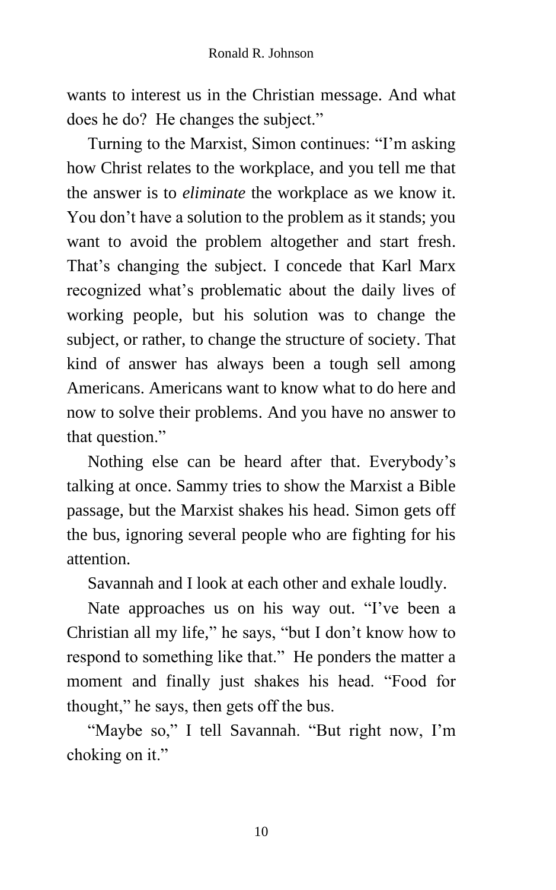wants to interest us in the Christian message. And what does he do? He changes the subject."

Turning to the Marxist, Simon continues: "I'm asking how Christ relates to the workplace, and you tell me that the answer is to *eliminate* the workplace as we know it. You don't have a solution to the problem as it stands; you want to avoid the problem altogether and start fresh. That's changing the subject. I concede that Karl Marx recognized what's problematic about the daily lives of working people, but his solution was to change the subject, or rather, to change the structure of society. That kind of answer has always been a tough sell among Americans. Americans want to know what to do here and now to solve their problems. And you have no answer to that question."

Nothing else can be heard after that. Everybody's talking at once. Sammy tries to show the Marxist a Bible passage, but the Marxist shakes his head. Simon gets off the bus, ignoring several people who are fighting for his attention.

Savannah and I look at each other and exhale loudly.

Nate approaches us on his way out. "I've been a Christian all my life," he says, "but I don't know how to respond to something like that." He ponders the matter a moment and finally just shakes his head. "Food for thought," he says, then gets off the bus.

"Maybe so," I tell Savannah. "But right now, I'm choking on it."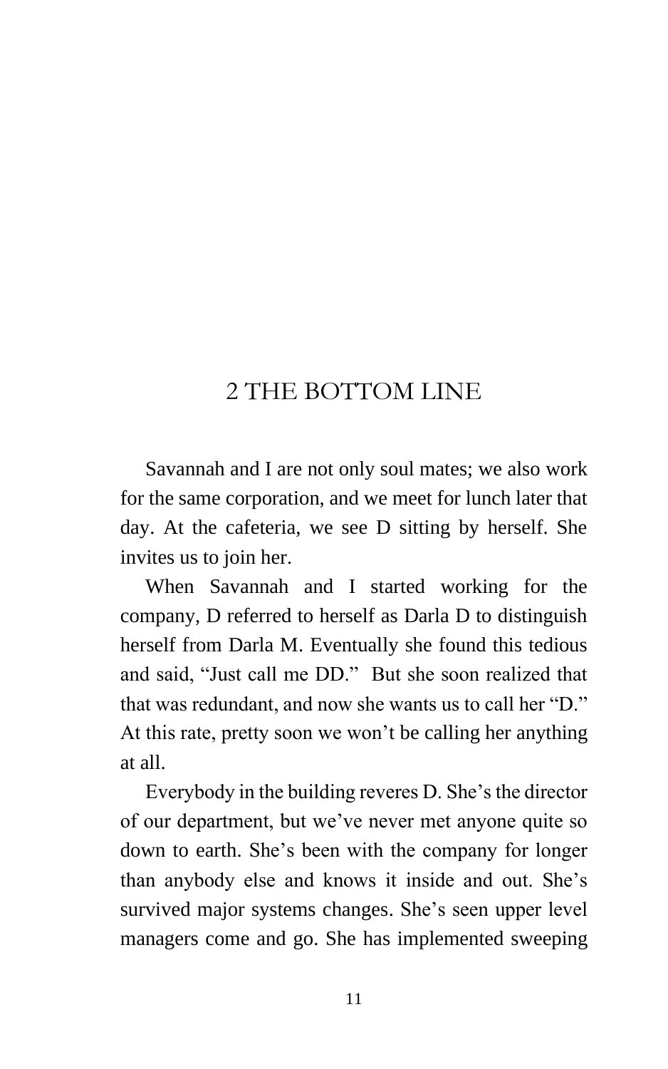# 2 THE BOTTOM LINE

Savannah and I are not only soul mates; we also work for the same corporation, and we meet for lunch later that day. At the cafeteria, we see D sitting by herself. She invites us to join her.

When Savannah and I started working for the company, D referred to herself as Darla D to distinguish herself from Darla M. Eventually she found this tedious and said, "Just call me DD." But she soon realized that that was redundant, and now she wants us to call her "D." At this rate, pretty soon we won't be calling her anything at all.

Everybody in the building reveres D. She's the director of our department, but we've never met anyone quite so down to earth. She's been with the company for longer than anybody else and knows it inside and out. She's survived major systems changes. She's seen upper level managers come and go. She has implemented sweeping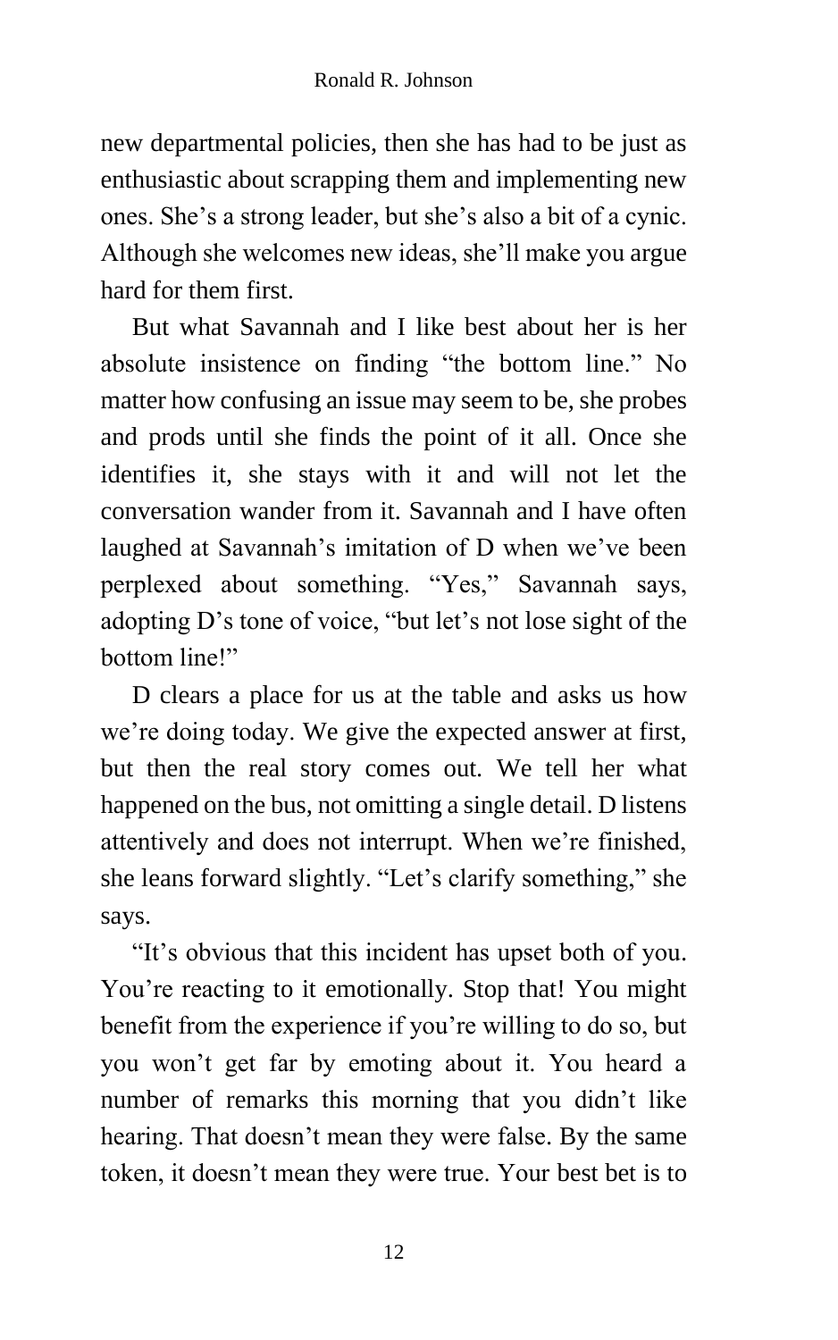new departmental policies, then she has had to be just as enthusiastic about scrapping them and implementing new ones. She's a strong leader, but she's also a bit of a cynic. Although she welcomes new ideas, she'll make you argue hard for them first.

But what Savannah and I like best about her is her absolute insistence on finding "the bottom line." No matter how confusing an issue may seem to be, she probes and prods until she finds the point of it all. Once she identifies it, she stays with it and will not let the conversation wander from it. Savannah and I have often laughed at Savannah's imitation of D when we've been perplexed about something. "Yes," Savannah says, adopting D's tone of voice, "but let's not lose sight of the bottom line!"

D clears a place for us at the table and asks us how we're doing today. We give the expected answer at first, but then the real story comes out. We tell her what happened on the bus, not omitting a single detail. D listens attentively and does not interrupt. When we're finished, she leans forward slightly. "Let's clarify something," she says.

"It's obvious that this incident has upset both of you. You're reacting to it emotionally. Stop that! You might benefit from the experience if you're willing to do so, but you won't get far by emoting about it. You heard a number of remarks this morning that you didn't like hearing. That doesn't mean they were false. By the same token, it doesn't mean they were true. Your best bet is to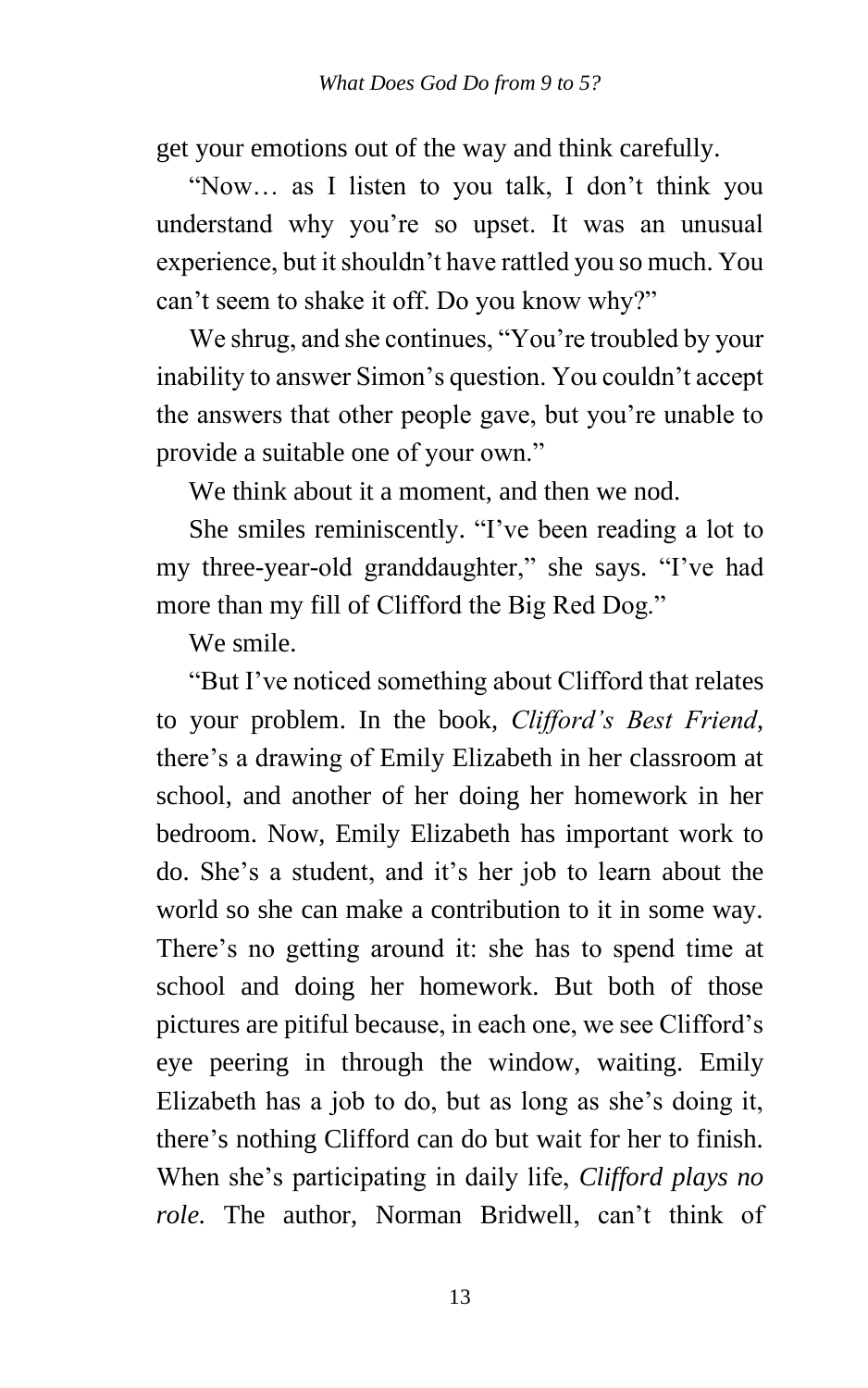get your emotions out of the way and think carefully.

"Now… as I listen to you talk, I don't think you understand why you're so upset. It was an unusual experience, but it shouldn't have rattled you so much. You can't seem to shake it off. Do you know why?"

We shrug, and she continues, "You're troubled by your inability to answer Simon's question. You couldn't accept the answers that other people gave, but you're unable to provide a suitable one of your own."

We think about it a moment, and then we nod.

She smiles reminiscently. "I've been reading a lot to my three-year-old granddaughter," she says. "I've had more than my fill of Clifford the Big Red Dog."

We smile.

"But I've noticed something about Clifford that relates to your problem. In the book, *Clifford's Best Friend,* there's a drawing of Emily Elizabeth in her classroom at school, and another of her doing her homework in her bedroom. Now, Emily Elizabeth has important work to do. She's a student, and it's her job to learn about the world so she can make a contribution to it in some way. There's no getting around it: she has to spend time at school and doing her homework. But both of those pictures are pitiful because, in each one, we see Clifford's eye peering in through the window, waiting. Emily Elizabeth has a job to do, but as long as she's doing it, there's nothing Clifford can do but wait for her to finish. When she's participating in daily life, *Clifford plays no role.* The author, Norman Bridwell, can't think of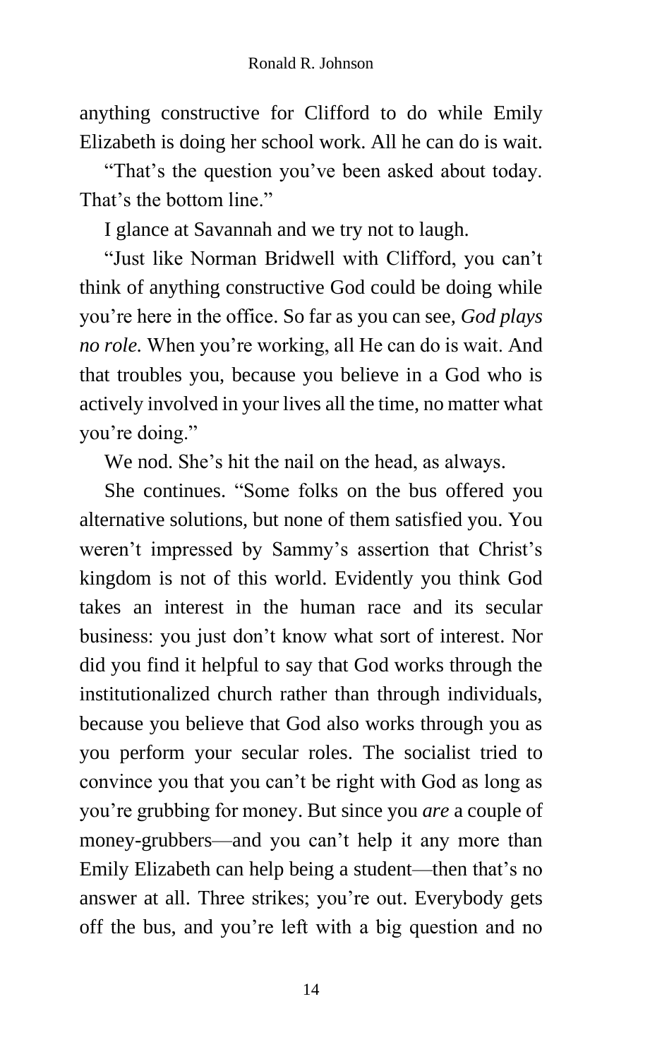anything constructive for Clifford to do while Emily Elizabeth is doing her school work. All he can do is wait.

"That's the question you've been asked about today. That's the bottom line."

I glance at Savannah and we try not to laugh.

"Just like Norman Bridwell with Clifford, you can't think of anything constructive God could be doing while you're here in the office. So far as you can see, *God plays no role.* When you're working, all He can do is wait. And that troubles you, because you believe in a God who is actively involved in your lives all the time, no matter what you're doing."

We nod. She's hit the nail on the head, as always.

She continues. "Some folks on the bus offered you alternative solutions, but none of them satisfied you. You weren't impressed by Sammy's assertion that Christ's kingdom is not of this world. Evidently you think God takes an interest in the human race and its secular business: you just don't know what sort of interest. Nor did you find it helpful to say that God works through the institutionalized church rather than through individuals, because you believe that God also works through you as you perform your secular roles. The socialist tried to convince you that you can't be right with God as long as you're grubbing for money. But since you *are* a couple of money-grubbers—and you can't help it any more than Emily Elizabeth can help being a student—then that's no answer at all. Three strikes; you're out. Everybody gets off the bus, and you're left with a big question and no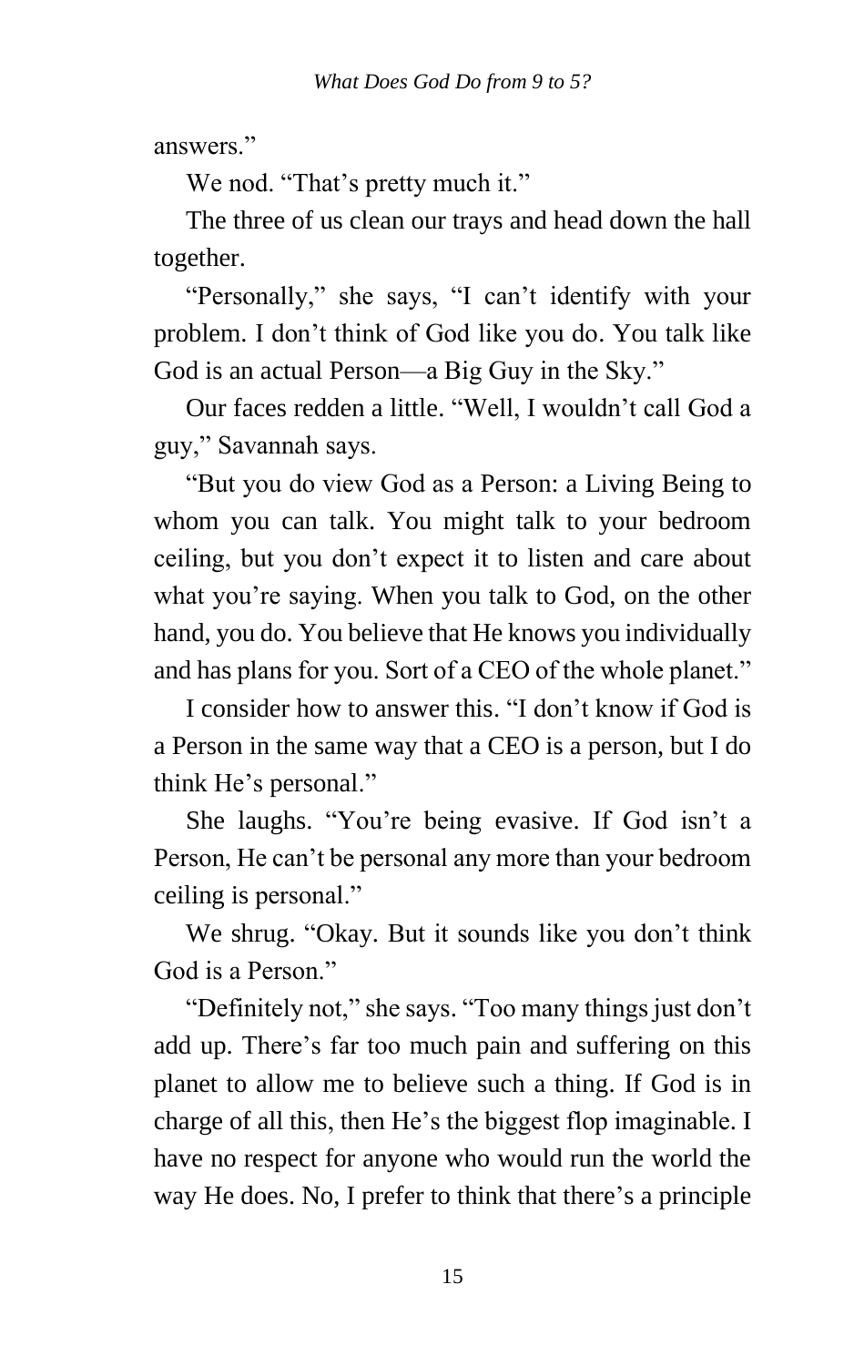answers."

We nod. "That's pretty much it."

The three of us clean our trays and head down the hall together.

"Personally," she says, "I can't identify with your problem. I don't think of God like you do. You talk like God is an actual Person—a Big Guy in the Sky."

Our faces redden a little. "Well, I wouldn't call God a guy," Savannah says.

"But you do view God as a Person: a Living Being to whom you can talk. You might talk to your bedroom ceiling, but you don't expect it to listen and care about what you're saying. When you talk to God, on the other hand, you do. You believe that He knows you individually and has plans for you. Sort of a CEO of the whole planet."

I consider how to answer this. "I don't know if God is a Person in the same way that a CEO is a person, but I do think He's personal."

She laughs. "You're being evasive. If God isn't a Person, He can't be personal any more than your bedroom ceiling is personal."

We shrug. "Okay. But it sounds like you don't think God is a Person."

"Definitely not," she says. "Too many things just don't add up. There's far too much pain and suffering on this planet to allow me to believe such a thing. If God is in charge of all this, then He's the biggest flop imaginable. I have no respect for anyone who would run the world the way He does. No, I prefer to think that there's a principle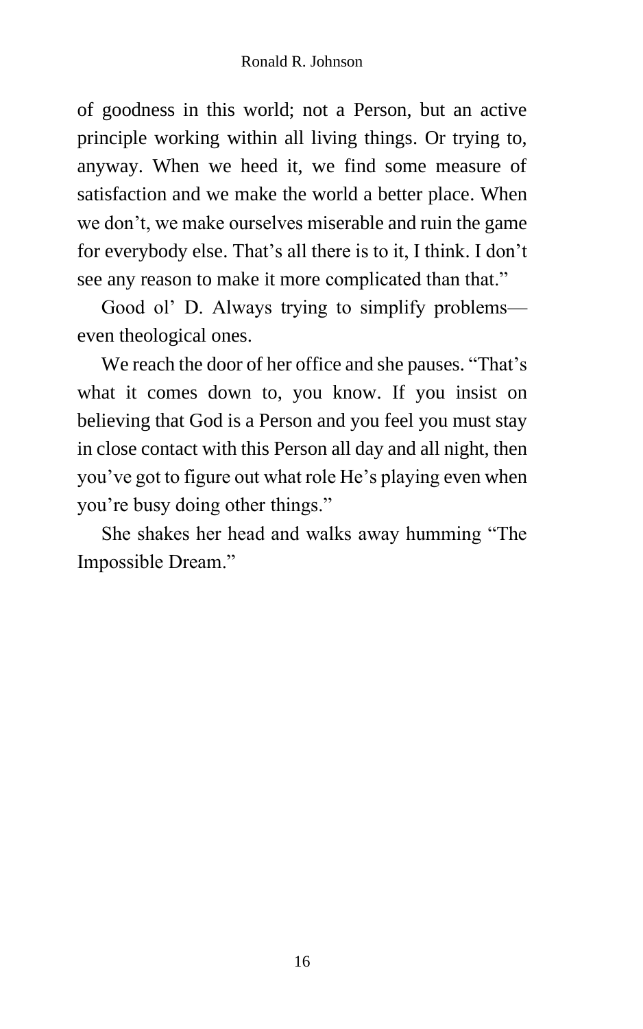of goodness in this world; not a Person, but an active principle working within all living things. Or trying to, anyway. When we heed it, we find some measure of satisfaction and we make the world a better place. When we don't, we make ourselves miserable and ruin the game for everybody else. That's all there is to it, I think. I don't see any reason to make it more complicated than that."

Good ol' D. Always trying to simplify problems—even theological ones.

We reach the door of her office and she pauses. "That's what it comes down to, you know. If you insist on believing that God is a Person and you feel you must stay in close contact with this Person all day and all night, then you've got to figure out what role He's playing even when you're busy doing other things."

She shakes her head and walks away humming "The Impossible Dream."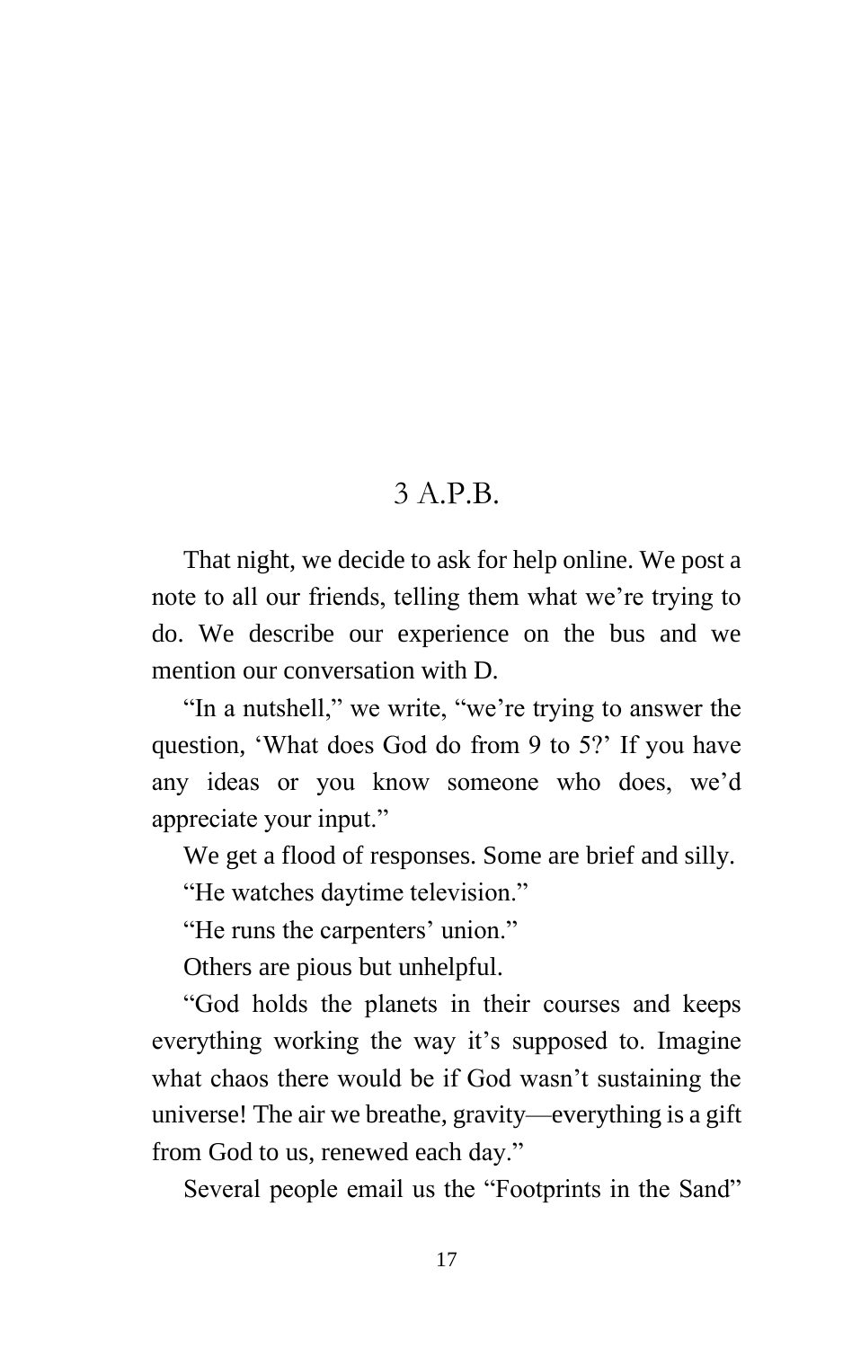# 3 A.P.B.

That night, we decide to ask for help online. We post a note to all our friends, telling them what we're trying to do. We describe our experience on the bus and we mention our conversation with D.

"In a nutshell," we write, "we're trying to answer the question, 'What does God do from 9 to 5?' If you have any ideas or you know someone who does, we'd appreciate your input."

We get a flood of responses. Some are brief and silly.

"He watches daytime television."

"He runs the carpenters' union."

Others are pious but unhelpful.

"God holds the planets in their courses and keeps everything working the way it's supposed to. Imagine what chaos there would be if God wasn't sustaining the universe! The air we breathe, gravity—everything is a gift from God to us, renewed each day."

Several people email us the "Footprints in the Sand"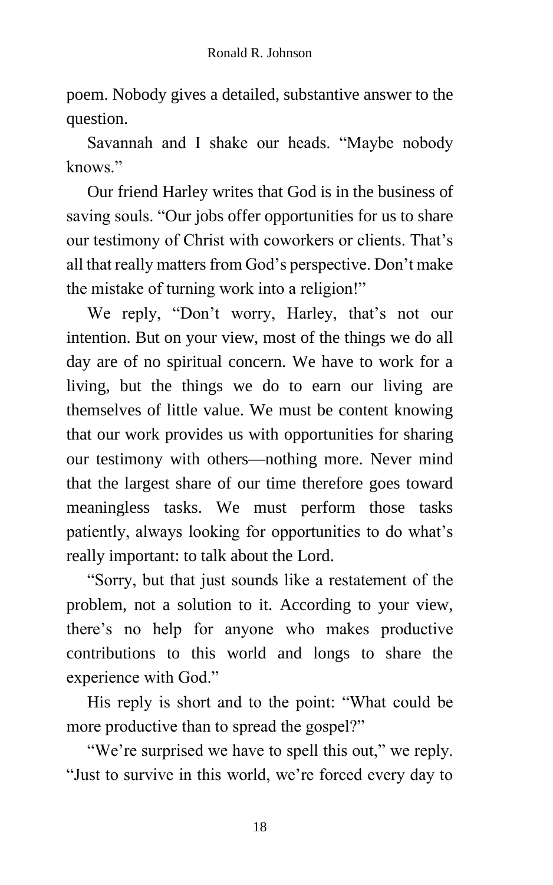poem. Nobody gives a detailed, substantive answer to the question.

Savannah and I shake our heads. "Maybe nobody knows."

Our friend Harley writes that God is in the business of saving souls. "Our jobs offer opportunities for us to share our testimony of Christ with coworkers or clients. That's all that really matters from God's perspective. Don't make the mistake of turning work into a religion!"

We reply, "Don't worry, Harley, that's not our intention. But on your view, most of the things we do all day are of no spiritual concern. We have to work for a living, but the things we do to earn our living are themselves of little value. We must be content knowing that our work provides us with opportunities for sharing our testimony with others—nothing more. Never mind that the largest share of our time therefore goes toward meaningless tasks. We must perform those tasks patiently, always looking for opportunities to do what's really important: to talk about the Lord.

"Sorry, but that just sounds like a restatement of the problem, not a solution to it. According to your view, there's no help for anyone who makes productive contributions to this world and longs to share the experience with God."

His reply is short and to the point: "What could be more productive than to spread the gospel?"

"We're surprised we have to spell this out," we reply. "Just to survive in this world, we're forced every day to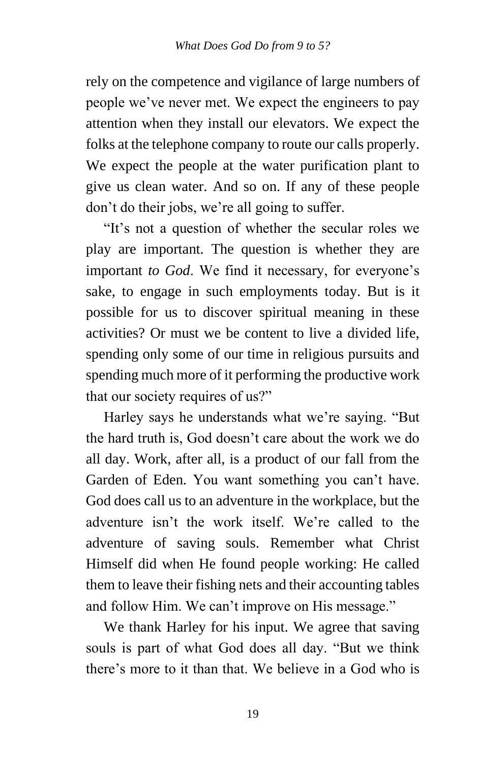rely on the competence and vigilance of large numbers of people we've never met. We expect the engineers to pay attention when they install our elevators. We expect the folks at the telephone company to route our calls properly. We expect the people at the water purification plant to give us clean water. And so on. If any of these people don't do their jobs, we're all going to suffer.

"It's not a question of whether the secular roles we play are important. The question is whether they are important *to God*. We find it necessary, for everyone's sake, to engage in such employments today. But is it possible for us to discover spiritual meaning in these activities? Or must we be content to live a divided life, spending only some of our time in religious pursuits and spending much more of it performing the productive work that our society requires of us?"

Harley says he understands what we're saying. "But the hard truth is, God doesn't care about the work we do all day. Work, after all, is a product of our fall from the Garden of Eden. You want something you can't have. God does call us to an adventure in the workplace, but the adventure isn't the work itself. We're called to the adventure of saving souls. Remember what Christ Himself did when He found people working: He called them to leave their fishing nets and their accounting tables and follow Him. We can't improve on His message."

We thank Harley for his input. We agree that saving souls is part of what God does all day. "But we think there's more to it than that. We believe in a God who is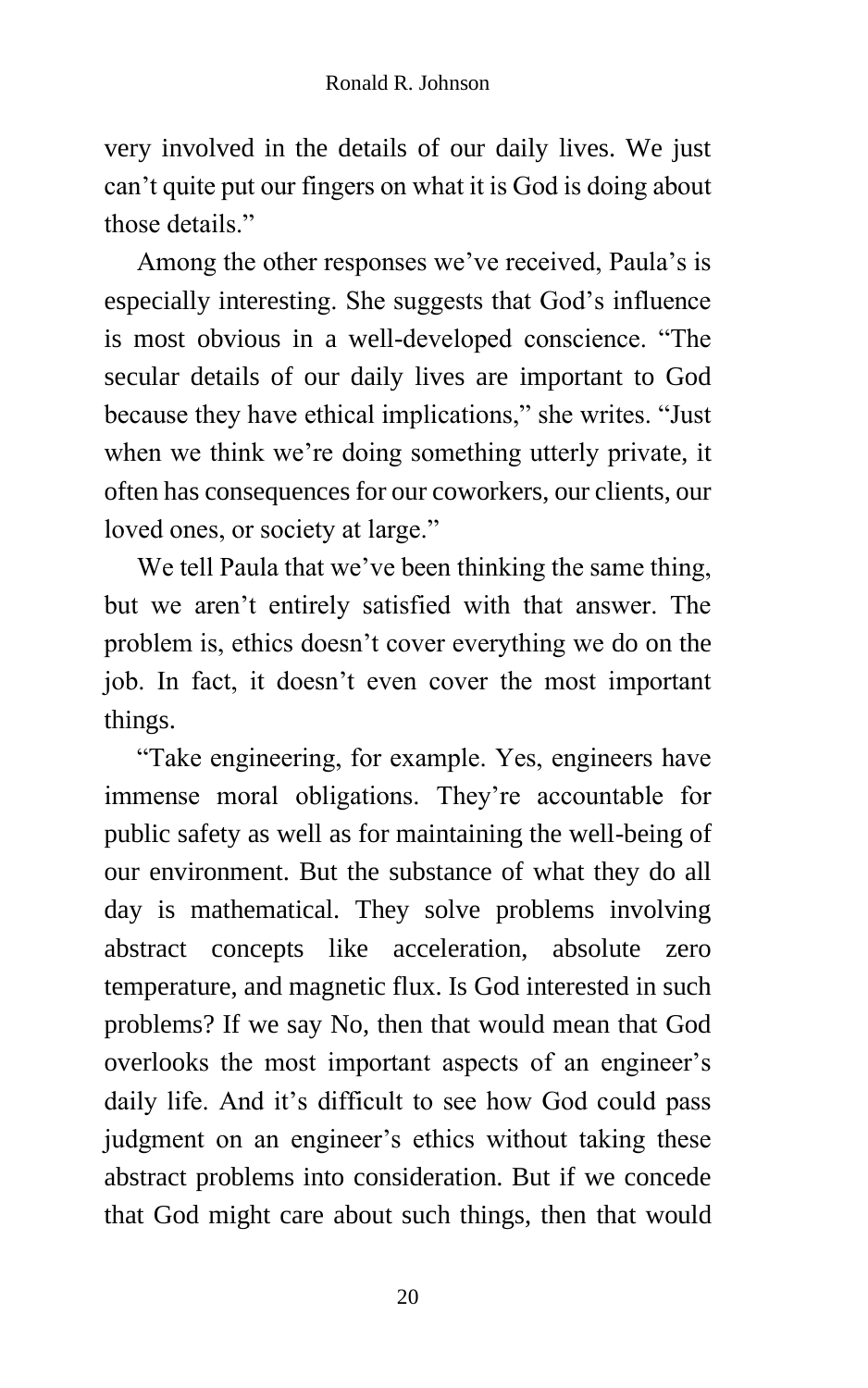very involved in the details of our daily lives. We just can't quite put our fingers on what it is God is doing about those details."

Among the other responses we've received, Paula's is especially interesting. She suggests that God's influence is most obvious in a well-developed conscience. "The secular details of our daily lives are important to God because they have ethical implications," she writes. "Just when we think we're doing something utterly private, it often has consequences for our coworkers, our clients, our loved ones, or society at large."

We tell Paula that we've been thinking the same thing, but we aren't entirely satisfied with that answer. The problem is, ethics doesn't cover everything we do on the job. In fact, it doesn't even cover the most important things.

"Take engineering, for example. Yes, engineers have immense moral obligations. They're accountable for public safety as well as for maintaining the well-being of our environment. But the substance of what they do all day is mathematical. They solve problems involving abstract concepts like acceleration, absolute zero temperature, and magnetic flux. Is God interested in such problems? If we say No, then that would mean that God overlooks the most important aspects of an engineer's daily life. And it's difficult to see how God could pass judgment on an engineer's ethics without taking these abstract problems into consideration. But if we concede that God might care about such things, then that would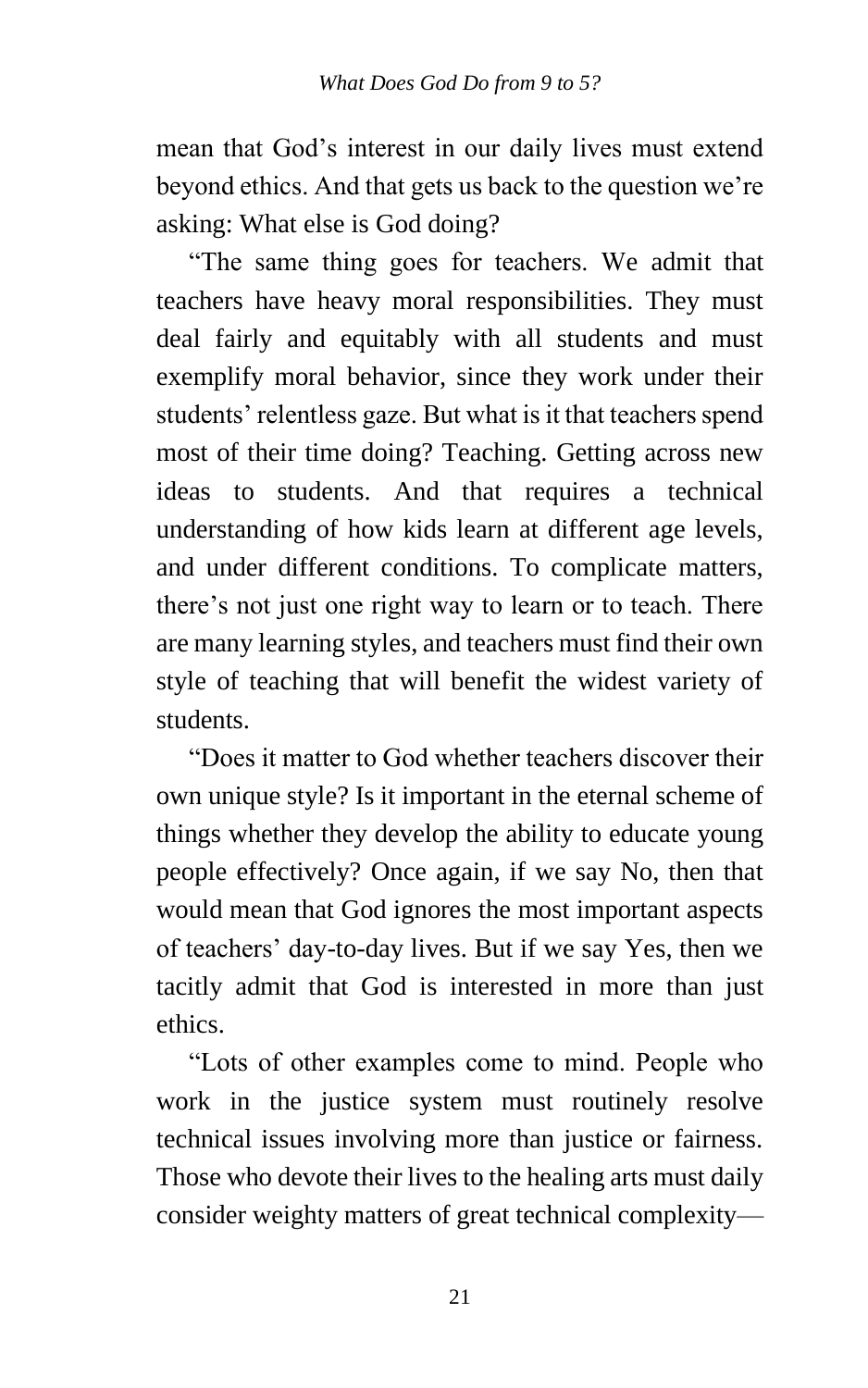mean that God's interest in our daily lives must extend beyond ethics. And that gets us back to the question we're asking: What else is God doing?

"The same thing goes for teachers. We admit that teachers have heavy moral responsibilities. They must deal fairly and equitably with all students and must exemplify moral behavior, since they work under their students' relentless gaze. But what is it that teachers spend most of their time doing? Teaching. Getting across new ideas to students. And that requires a technical understanding of how kids learn at different age levels, and under different conditions. To complicate matters, there's not just one right way to learn or to teach. There are many learning styles, and teachers must find their own style of teaching that will benefit the widest variety of students.

"Does it matter to God whether teachers discover their own unique style? Is it important in the eternal scheme of things whether they develop the ability to educate young people effectively? Once again, if we say No, then that would mean that God ignores the most important aspects of teachers' day-to-day lives. But if we say Yes, then we tacitly admit that God is interested in more than just ethics.

"Lots of other examples come to mind. People who work in the justice system must routinely resolve technical issues involving more than justice or fairness. Those who devote their lives to the healing arts must daily consider weighty matters of great technical complexity—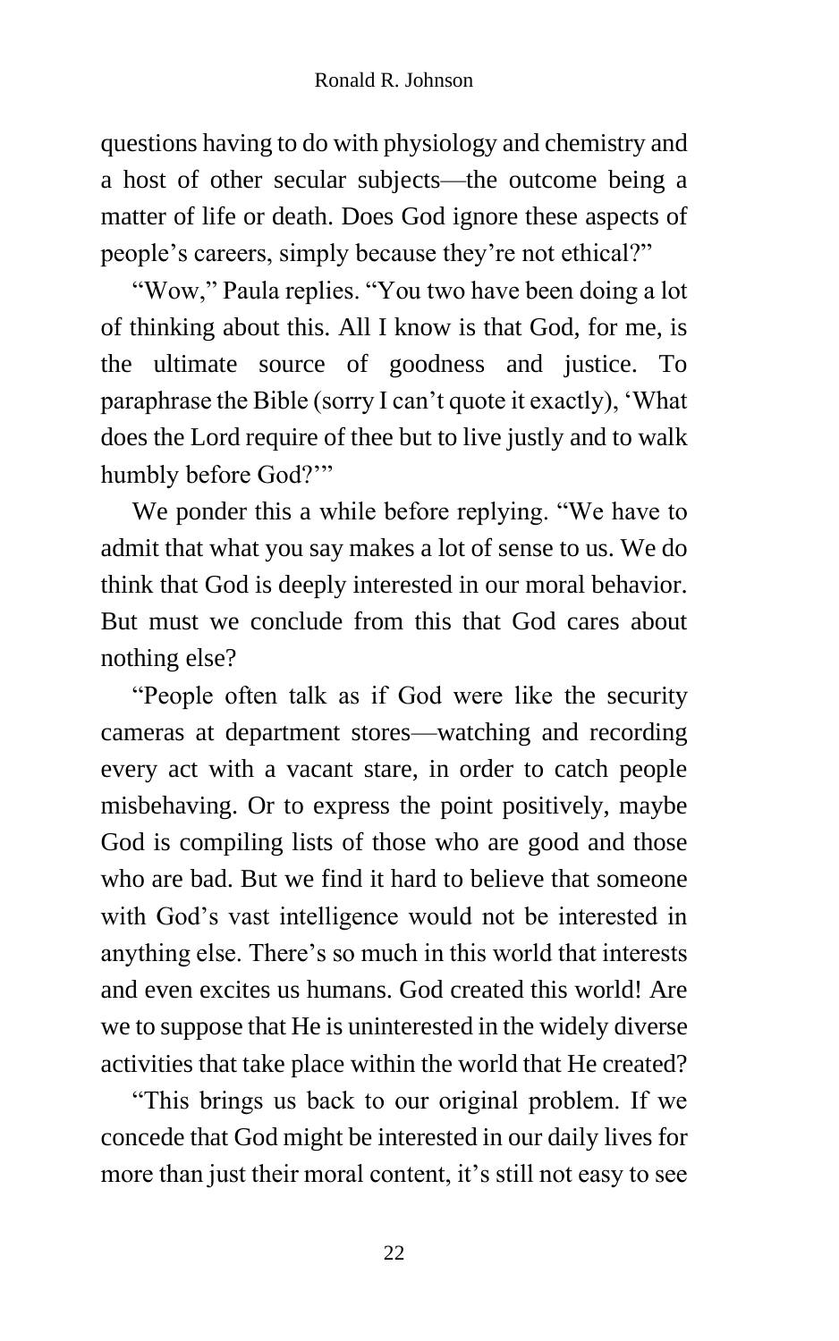questions having to do with physiology and chemistry and a host of other secular subjects—the outcome being a matter of life or death. Does God ignore these aspects of people's careers, simply because they're not ethical?"

"Wow," Paula replies. "You two have been doing a lot of thinking about this. All I know is that God, for me, is the ultimate source of goodness and justice. To paraphrase the Bible (sorry I can't quote it exactly), 'What does the Lord require of thee but to live justly and to walk humbly before God?'"

We ponder this a while before replying. "We have to admit that what you say makes a lot of sense to us. We do think that God is deeply interested in our moral behavior. But must we conclude from this that God cares about nothing else?

"People often talk as if God were like the security cameras at department stores—watching and recording every act with a vacant stare, in order to catch people misbehaving. Or to express the point positively, maybe God is compiling lists of those who are good and those who are bad. But we find it hard to believe that someone with God's vast intelligence would not be interested in anything else. There's so much in this world that interests and even excites us humans. God created this world! Are we to suppose that He is uninterested in the widely diverse activities that take place within the world that He created?

"This brings us back to our original problem. If we concede that God might be interested in our daily lives for more than just their moral content, it's still not easy to see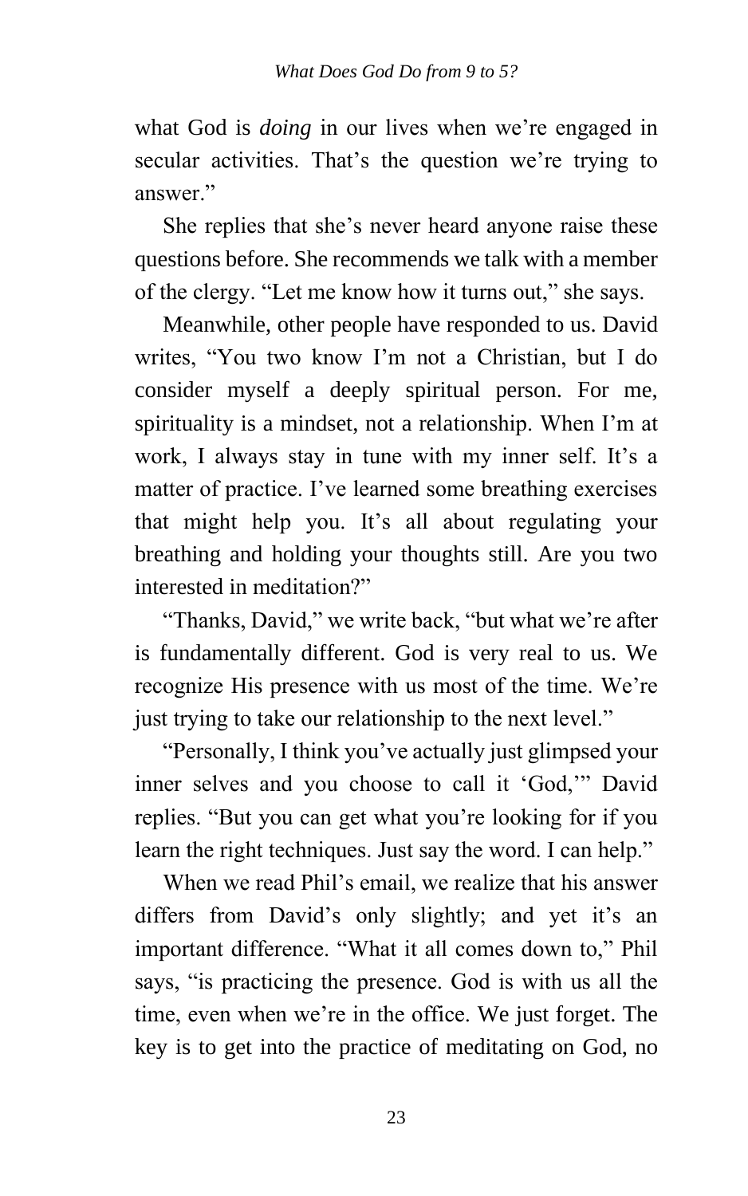what God is *doing* in our lives when we're engaged in secular activities. That's the question we're trying to answer."

She replies that she's never heard anyone raise these questions before. She recommends we talk with a member of the clergy. "Let me know how it turns out," she says.

Meanwhile, other people have responded to us. David writes, "You two know I'm not a Christian, but I do consider myself a deeply spiritual person. For me, spirituality is a mindset, not a relationship. When I'm at work, I always stay in tune with my inner self. It's a matter of practice. I've learned some breathing exercises that might help you. It's all about regulating your breathing and holding your thoughts still. Are you two interested in meditation?"

"Thanks, David," we write back, "but what we're after is fundamentally different. God is very real to us. We recognize His presence with us most of the time. We're just trying to take our relationship to the next level."

"Personally, I think you've actually just glimpsed your inner selves and you choose to call it 'God,'" David replies. "But you can get what you're looking for if you learn the right techniques. Just say the word. I can help."

When we read Phil's email, we realize that his answer differs from David's only slightly; and yet it's an important difference. "What it all comes down to," Phil says, "is practicing the presence. God is with us all the time, even when we're in the office. We just forget. The key is to get into the practice of meditating on God, no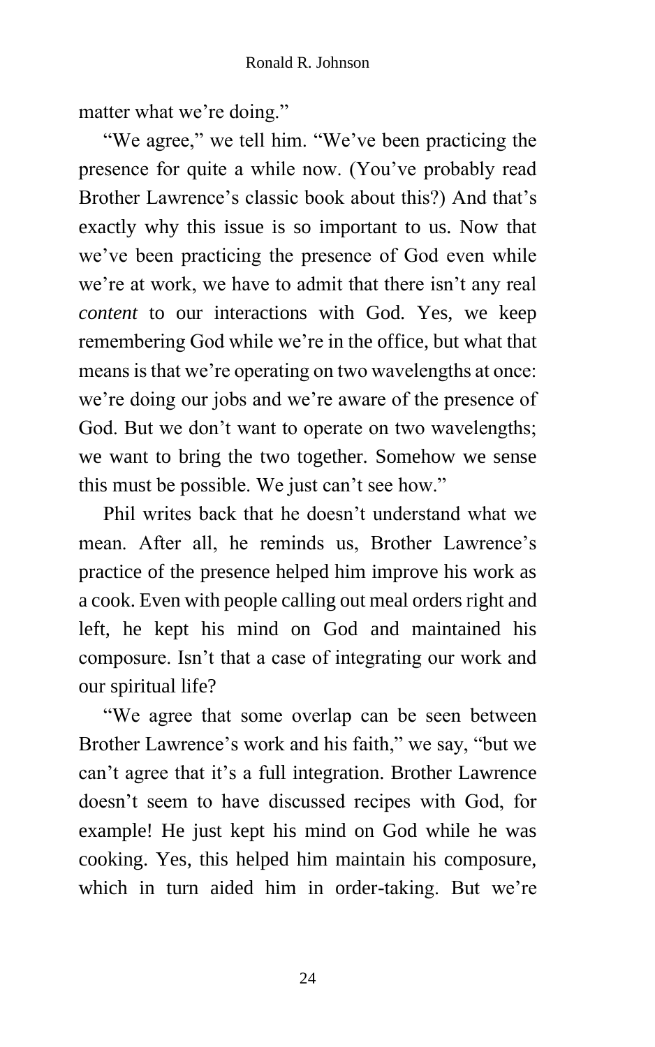matter what we're doing."

"We agree," we tell him. "We've been practicing the presence for quite a while now. (You've probably read Brother Lawrence's classic book about this?) And that's exactly why this issue is so important to us. Now that we've been practicing the presence of God even while we're at work, we have to admit that there isn't any real *content* to our interactions with God. Yes, we keep remembering God while we're in the office, but what that means is that we're operating on two wavelengths at once: we're doing our jobs and we're aware of the presence of God. But we don't want to operate on two wavelengths; we want to bring the two together. Somehow we sense this must be possible. We just can't see how."

Phil writes back that he doesn't understand what we mean. After all, he reminds us, Brother Lawrence's practice of the presence helped him improve his work as a cook. Even with people calling out meal orders right and left, he kept his mind on God and maintained his composure. Isn't that a case of integrating our work and our spiritual life?

"We agree that some overlap can be seen between Brother Lawrence's work and his faith," we say, "but we can't agree that it's a full integration. Brother Lawrence doesn't seem to have discussed recipes with God, for example! He just kept his mind on God while he was cooking. Yes, this helped him maintain his composure, which in turn aided him in order-taking. But we're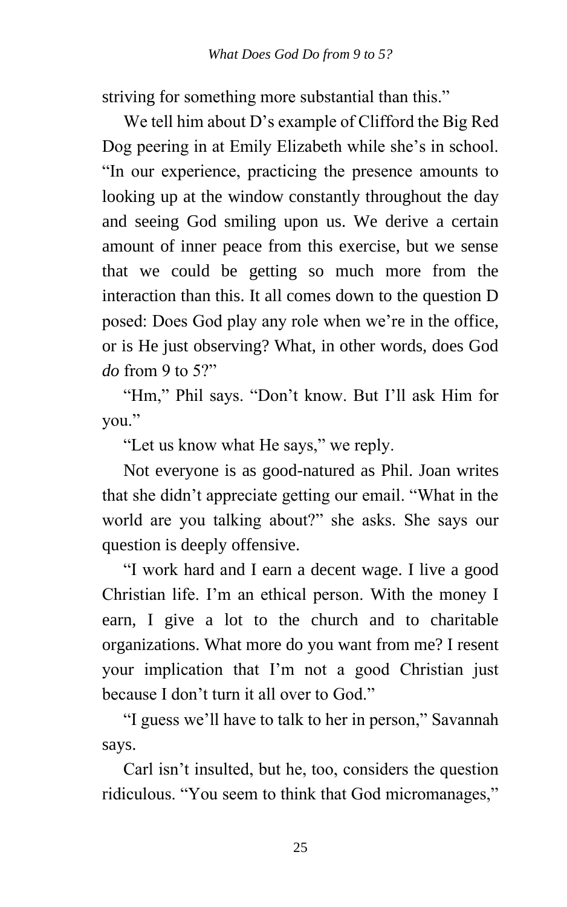striving for something more substantial than this."

We tell him about D's example of Clifford the Big Red Dog peering in at Emily Elizabeth while she's in school. "In our experience, practicing the presence amounts to looking up at the window constantly throughout the day and seeing God smiling upon us. We derive a certain amount of inner peace from this exercise, but we sense that we could be getting so much more from the interaction than this. It all comes down to the question D posed: Does God play any role when we're in the office, or is He just observing? What, in other words, does God *do* from 9 to 5?"

"Hm," Phil says. "Don't know. But I'll ask Him for you."

"Let us know what He says," we reply.

Not everyone is as good-natured as Phil. Joan writes that she didn't appreciate getting our email. "What in the world are you talking about?" she asks. She says our question is deeply offensive.

"I work hard and I earn a decent wage. I live a good Christian life. I'm an ethical person. With the money I earn, I give a lot to the church and to charitable organizations. What more do you want from me? I resent your implication that I'm not a good Christian just because I don't turn it all over to God."

"I guess we'll have to talk to her in person," Savannah says.

Carl isn't insulted, but he, too, considers the question ridiculous. "You seem to think that God micromanages,"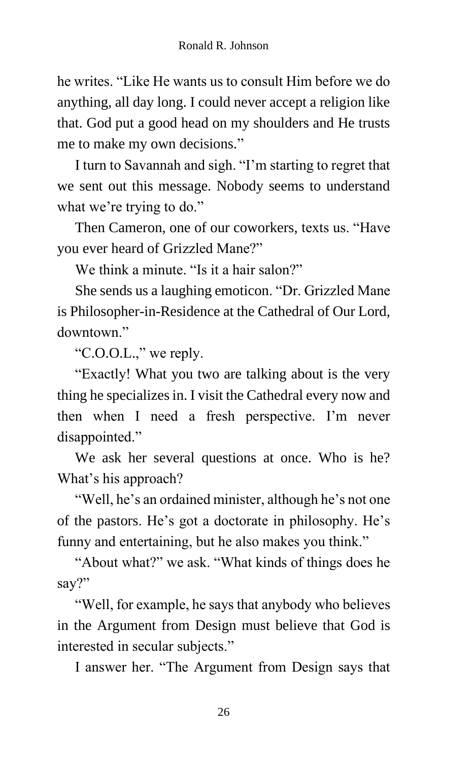he writes. “Like He wants us to consult Him before we do anything, all day long. I could never accept a religion like that. God put a good head on my shoulders and He trusts me to make my own decisions.”

I turn to Savannah and sigh. “I’m starting to regret that we sent out this message. Nobody seems to understand what we’re trying to do.”

Then Cameron, one of our coworkers, texts us. “Have you ever heard of Grizzled Mane?”

We think a minute. “Is it a hair salon?”

She sends us a laughing emoticon. “Dr. Grizzled Mane is Philosopher-in-Residence at the Cathedral of Our Lord, downtown.”

“C.O.O.L.,” we reply.

“Exactly! What you two are talking about is the very thing he specializes in. I visit the Cathedral every now and then when I need a fresh perspective. I’m never disappointed.”

We ask her several questions at once. Who is he? What’s his approach?

“Well, he’s an ordained minister, although he’s not one of the pastors. He’s got a doctorate in philosophy. He’s funny and entertaining, but he also makes you think.”

“About what?” we ask. “What kinds of things does he say?”

“Well, for example, he says that anybody who believes in the Argument from Design must believe that God is interested in secular subjects.”

I answer her. “The Argument from Design says that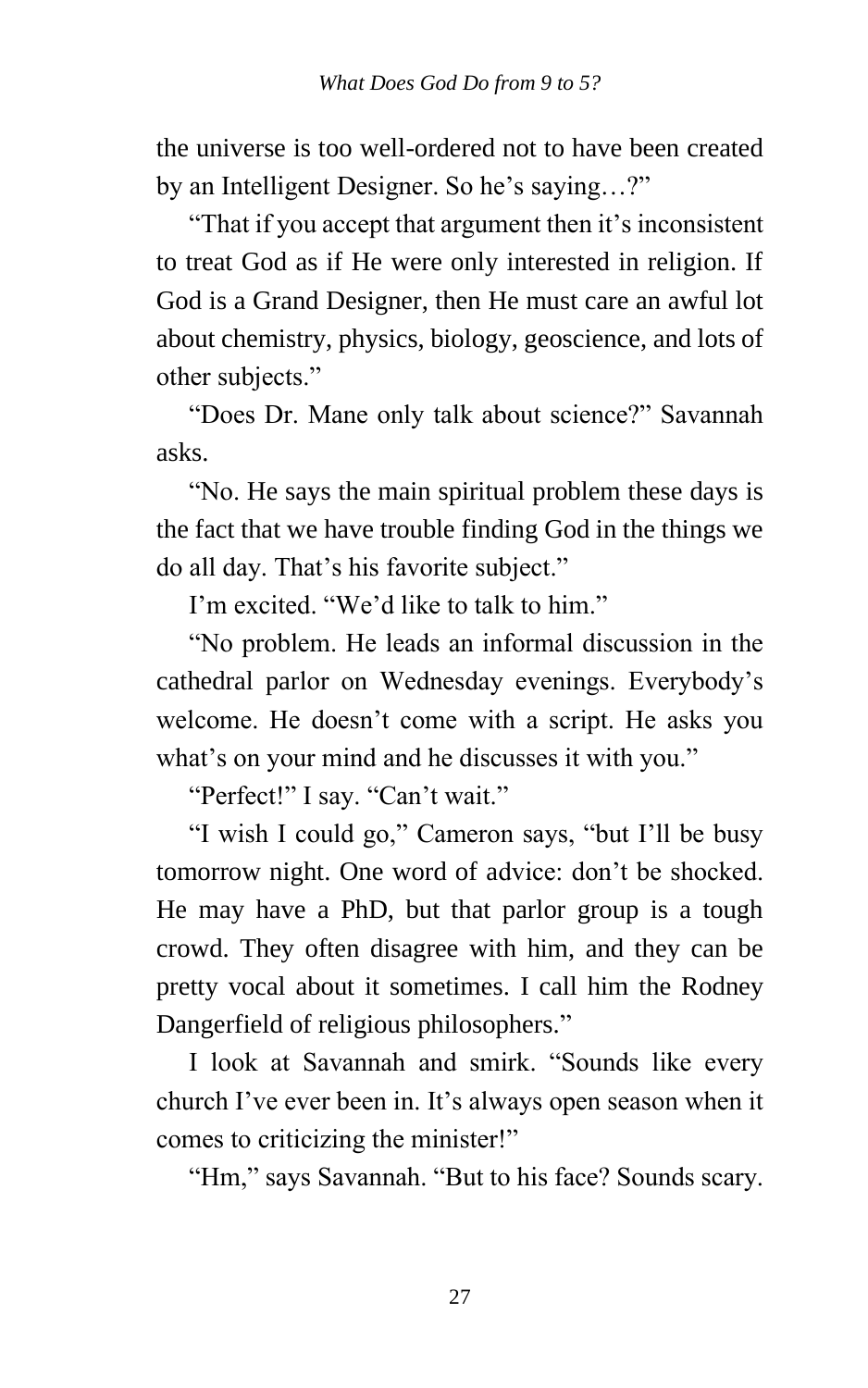the universe is too well-ordered not to have been created by an Intelligent Designer. So he's saying…?"

"That if you accept that argument then it's inconsistent to treat God as if He were only interested in religion. If God is a Grand Designer, then He must care an awful lot about chemistry, physics, biology, geoscience, and lots of other subjects."

"Does Dr. Mane only talk about science?" Savannah asks.

"No. He says the main spiritual problem these days is the fact that we have trouble finding God in the things we do all day. That's his favorite subject."

I'm excited. "We'd like to talk to him."

"No problem. He leads an informal discussion in the cathedral parlor on Wednesday evenings. Everybody's welcome. He doesn't come with a script. He asks you what's on your mind and he discusses it with you."

"Perfect!" I say. "Can't wait."

"I wish I could go," Cameron says, "but I'll be busy tomorrow night. One word of advice: don't be shocked. He may have a PhD, but that parlor group is a tough crowd. They often disagree with him, and they can be pretty vocal about it sometimes. I call him the Rodney Dangerfield of religious philosophers."

I look at Savannah and smirk. "Sounds like every church I've ever been in. It's always open season when it comes to criticizing the minister!"

"Hm," says Savannah. "But to his face? Sounds scary.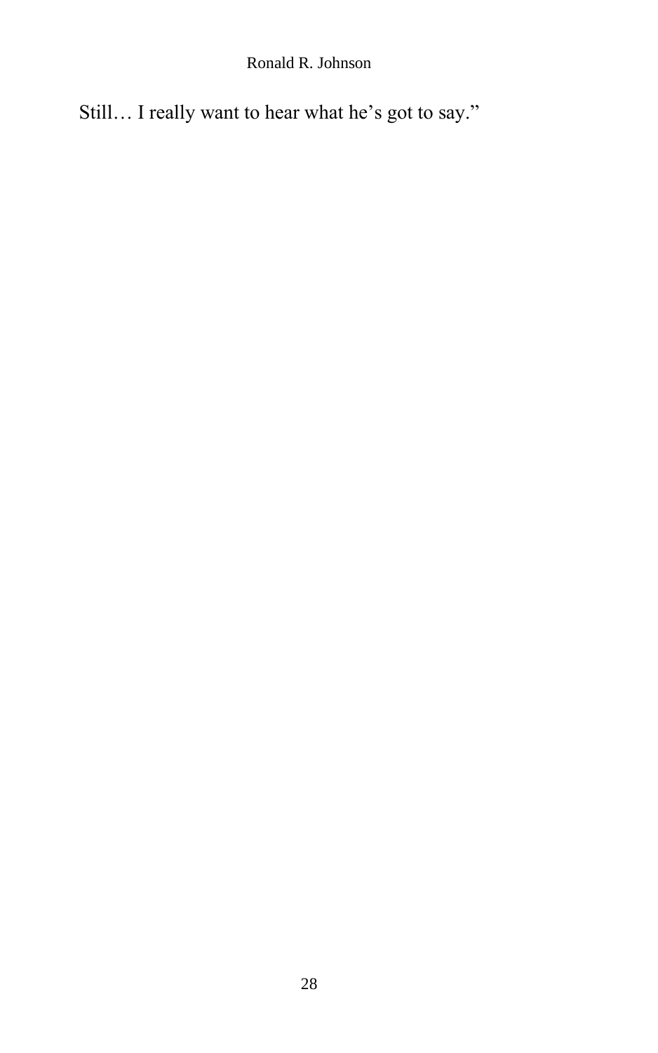Still… I really want to hear what he’s got to say.”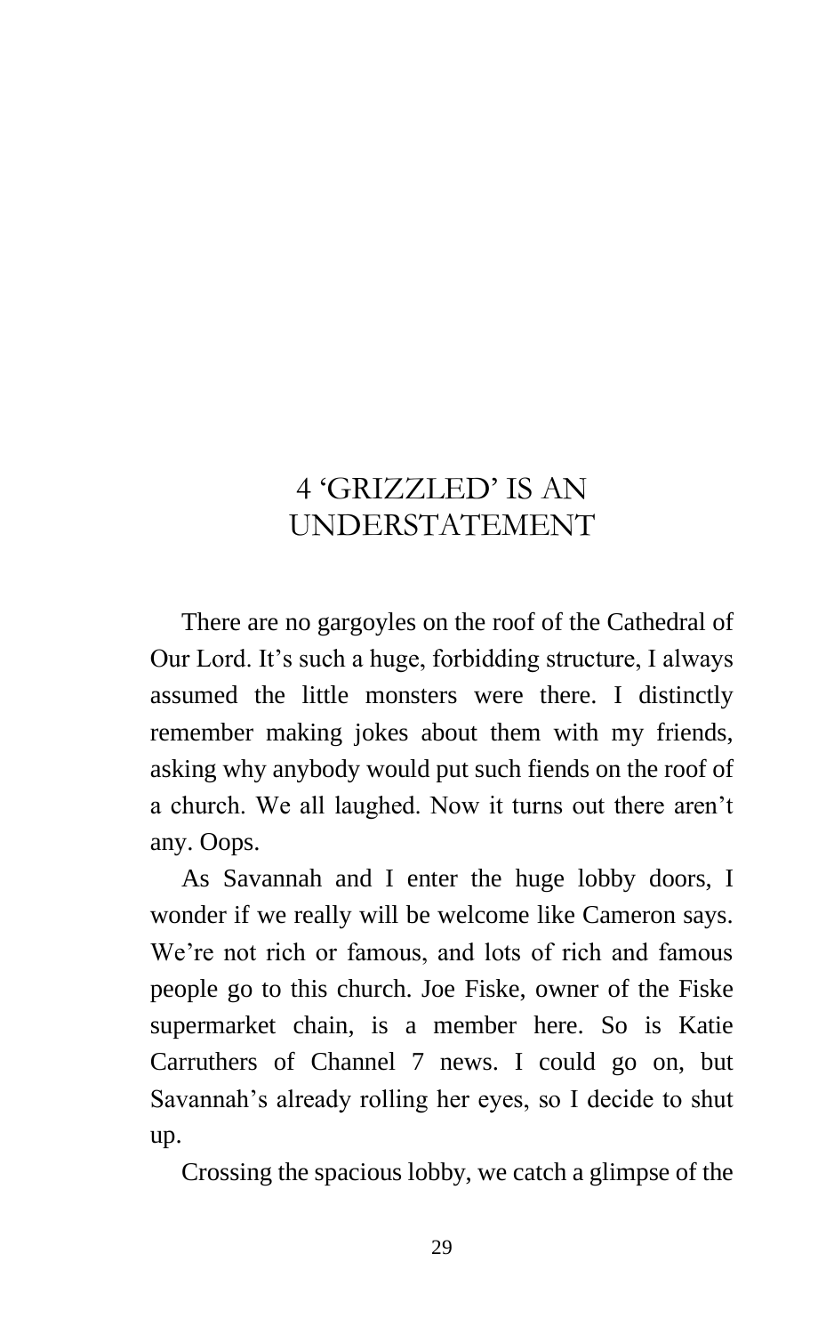# 4 'GRIZZLED' IS AN UNDERSTATEMENT

There are no gargoyles on the roof of the Cathedral of Our Lord. It's such a huge, forbidding structure, I always assumed the little monsters were there. I distinctly remember making jokes about them with my friends, asking why anybody would put such fiends on the roof of a church. We all laughed. Now it turns out there aren't any. Oops.

As Savannah and I enter the huge lobby doors, I wonder if we really will be welcome like Cameron says. We're not rich or famous, and lots of rich and famous people go to this church. Joe Fiske, owner of the Fiske supermarket chain, is a member here. So is Katie Carruthers of Channel 7 news. I could go on, but Savannah's already rolling her eyes, so I decide to shut up.

Crossing the spacious lobby, we catch a glimpse of the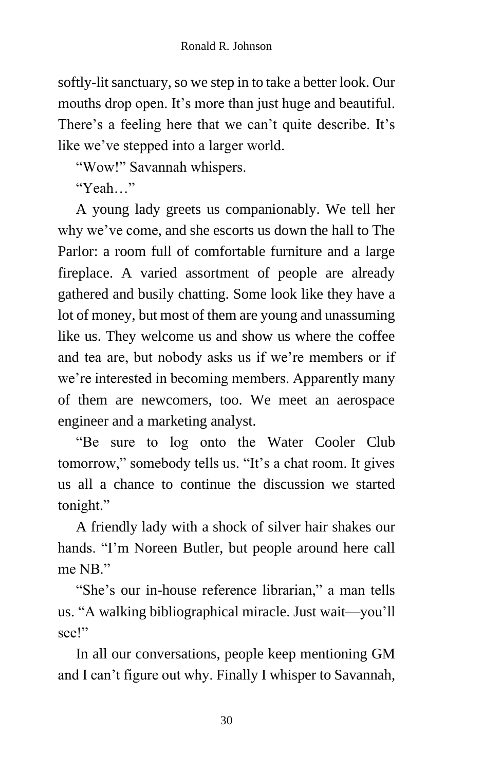softly-lit sanctuary, so we step in to take a better look. Our mouths drop open. It's more than just huge and beautiful. There's a feeling here that we can't quite describe. It's like we've stepped into a larger world.

"Wow!" Savannah whispers.

"Yeah…"

A young lady greets us companionably. We tell her why we've come, and she escorts us down the hall to The Parlor: a room full of comfortable furniture and a large fireplace. A varied assortment of people are already gathered and busily chatting. Some look like they have a lot of money, but most of them are young and unassuming like us. They welcome us and show us where the coffee and tea are, but nobody asks us if we're members or if we're interested in becoming members. Apparently many of them are newcomers, too. We meet an aerospace engineer and a marketing analyst.

"Be sure to log onto the Water Cooler Club tomorrow," somebody tells us. "It's a chat room. It gives us all a chance to continue the discussion we started tonight."

A friendly lady with a shock of silver hair shakes our hands. "I'm Noreen Butler, but people around here call me NB."

"She's our in-house reference librarian," a man tells us. "A walking bibliographical miracle. Just wait—you'll see!"

In all our conversations, people keep mentioning GM and I can't figure out why. Finally I whisper to Savannah,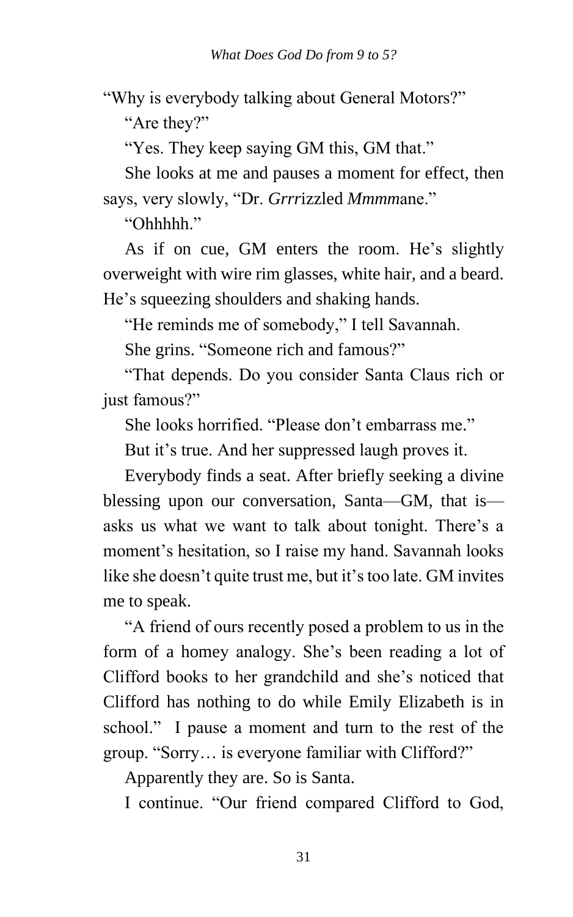"Why is everybody talking about General Motors?"

"Are they?"

"Yes. They keep saying GM this, GM that."

She looks at me and pauses a moment for effect, then says, very slowly, "Dr. *Grrr*izzled *Mmmm*ane."

"Ohhhhh."

As if on cue, GM enters the room. He's slightly overweight with wire rim glasses, white hair, and a beard. He's squeezing shoulders and shaking hands.

"He reminds me of somebody," I tell Savannah.

She grins. "Someone rich and famous?"

"That depends. Do you consider Santa Claus rich or just famous?"

She looks horrified. "Please don't embarrass me."

But it's true. And her suppressed laugh proves it.

Everybody finds a seat. After briefly seeking a divine blessing upon our conversation, Santa—GM, that is—asks us what we want to talk about tonight. There's a moment's hesitation, so I raise my hand. Savannah looks like she doesn't quite trust me, but it's too late. GM invites me to speak.

"A friend of ours recently posed a problem to us in the form of a homey analogy. She's been reading a lot of Clifford books to her grandchild and she's noticed that Clifford has nothing to do while Emily Elizabeth is in school." I pause a moment and turn to the rest of the group. "Sorry… is everyone familiar with Clifford?"

Apparently they are. So is Santa.

I continue. "Our friend compared Clifford to God,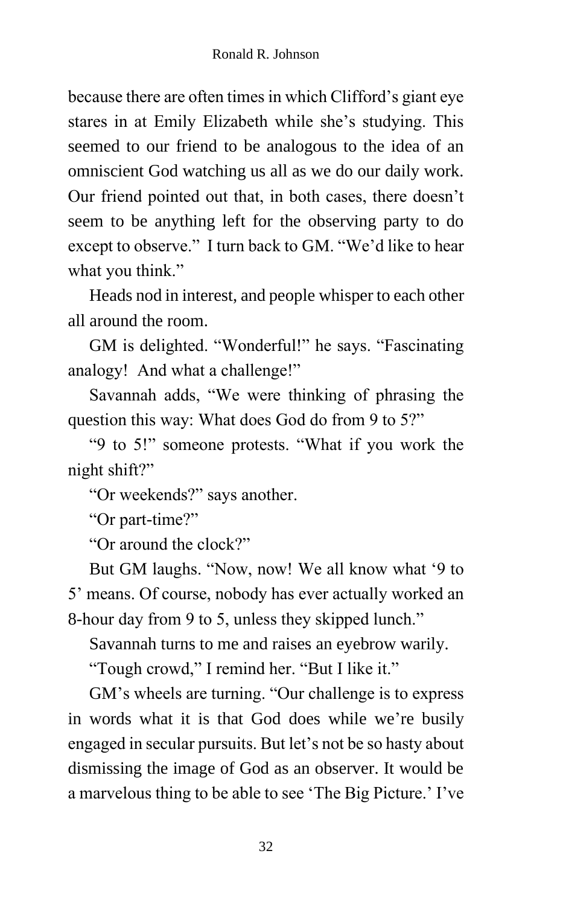because there are often times in which Clifford's giant eye stares in at Emily Elizabeth while she's studying. This seemed to our friend to be analogous to the idea of an omniscient God watching us all as we do our daily work. Our friend pointed out that, in both cases, there doesn't seem to be anything left for the observing party to do except to observe." I turn back to GM. "We'd like to hear what you think."

Heads nod in interest, and people whisper to each other all around the room.

GM is delighted. "Wonderful!" he says. "Fascinating analogy! And what a challenge!"

Savannah adds, "We were thinking of phrasing the question this way: What does God do from 9 to 5?"

"9 to 5!" someone protests. "What if you work the night shift?"

"Or weekends?" says another.

"Or part-time?"

"Or around the clock?"

But GM laughs. "Now, now! We all know what '9 to 5' means. Of course, nobody has ever actually worked an 8-hour day from 9 to 5, unless they skipped lunch."

Savannah turns to me and raises an eyebrow warily.

"Tough crowd," I remind her. "But I like it."

GM's wheels are turning. "Our challenge is to express in words what it is that God does while we're busily engaged in secular pursuits. But let's not be so hasty about dismissing the image of God as an observer. It would be a marvelous thing to be able to see 'The Big Picture.' I've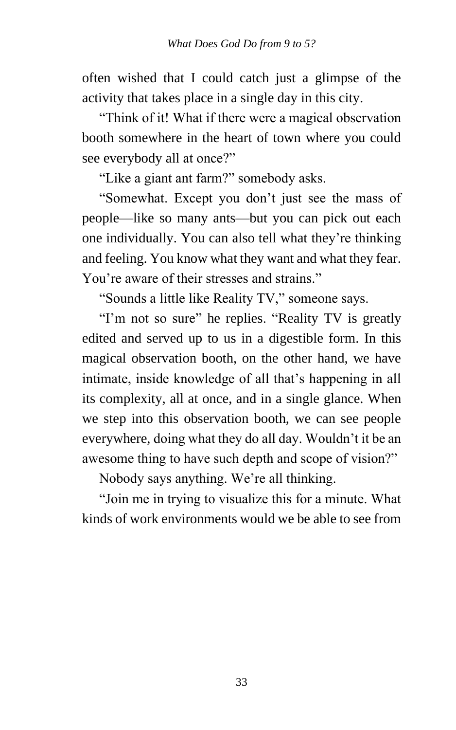often wished that I could catch just a glimpse of the activity that takes place in a single day in this city.

"Think of it! What if there were a magical observation booth somewhere in the heart of town where you could see everybody all at once?"

"Like a giant ant farm?" somebody asks.

"Somewhat. Except you don't just see the mass of people—like so many ants—but you can pick out each one individually. You can also tell what they're thinking and feeling. You know what they want and what they fear. You're aware of their stresses and strains."

"Sounds a little like Reality TV," someone says.

"I'm not so sure" he replies. "Reality TV is greatly edited and served up to us in a digestible form. In this magical observation booth, on the other hand, we have intimate, inside knowledge of all that's happening in all its complexity, all at once, and in a single glance. When we step into this observation booth, we can see people everywhere, doing what they do all day. Wouldn't it be an awesome thing to have such depth and scope of vision?"

Nobody says anything. We're all thinking.

"Join me in trying to visualize this for a minute. What kinds of work environments would we be able to see from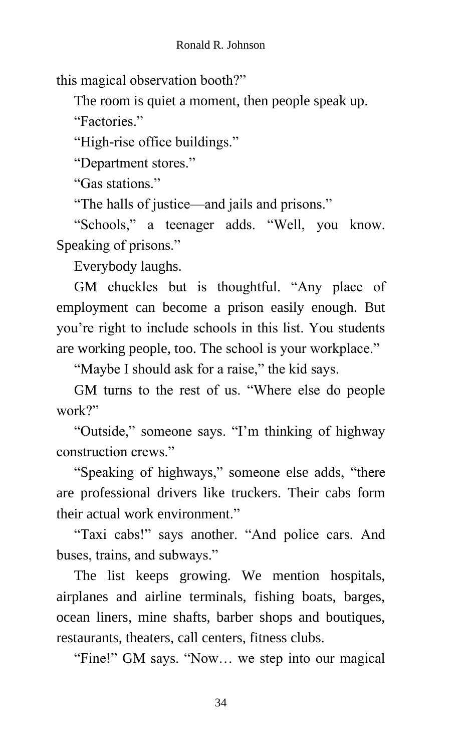this magical observation booth?"

The room is quiet a moment, then people speak up.

"Factories."

"High-rise office buildings."

"Department stores."

"Gas stations."

"The halls of justice—and jails and prisons."

"Schools," a teenager adds. "Well, you know. Speaking of prisons."

Everybody laughs.

GM chuckles but is thoughtful. "Any place of employment can become a prison easily enough. But you're right to include schools in this list. You students are working people, too. The school is your workplace."

"Maybe I should ask for a raise," the kid says.

GM turns to the rest of us. "Where else do people work?"

"Outside," someone says. "I'm thinking of highway construction crews."

"Speaking of highways," someone else adds, "there are professional drivers like truckers. Their cabs form their actual work environment."

"Taxi cabs!" says another. "And police cars. And buses, trains, and subways."

The list keeps growing. We mention hospitals, airplanes and airline terminals, fishing boats, barges, ocean liners, mine shafts, barber shops and boutiques, restaurants, theaters, call centers, fitness clubs.

"Fine!" GM says. "Now… we step into our magical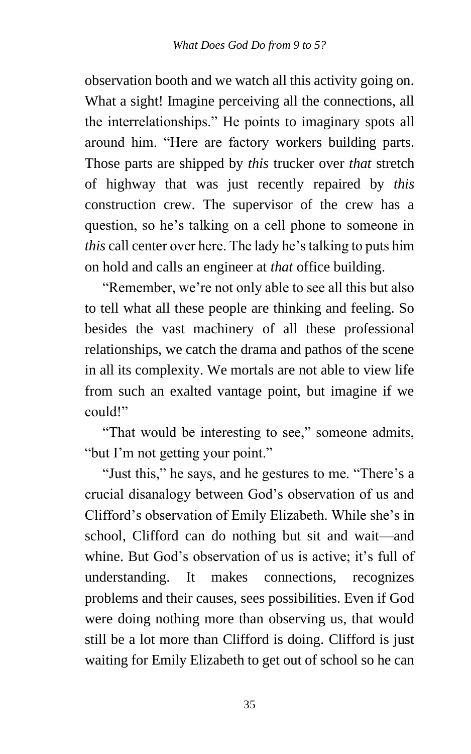observation booth and we watch all this activity going on. What a sight! Imagine perceiving all the connections, all the interrelationships." He points to imaginary spots all around him. "Here are factory workers building parts. Those parts are shipped by *this* trucker over *that* stretch of highway that was just recently repaired by *this* construction crew. The supervisor of the crew has a question, so he's talking on a cell phone to someone in *this* call center over here. The lady he's talking to puts him on hold and calls an engineer at *that* office building.

"Remember, we're not only able to see all this but also to tell what all these people are thinking and feeling. So besides the vast machinery of all these professional relationships, we catch the drama and pathos of the scene in all its complexity. We mortals are not able to view life from such an exalted vantage point, but imagine if we could!"

"That would be interesting to see," someone admits, "but I'm not getting your point."

"Just this," he says, and he gestures to me. "There's a crucial disanalogy between God's observation of us and Clifford's observation of Emily Elizabeth. While she's in school, Clifford can do nothing but sit and wait—and whine. But God's observation of us is active; it's full of understanding. It makes connections, recognizes problems and their causes, sees possibilities. Even if God were doing nothing more than observing us, that would still be a lot more than Clifford is doing. Clifford is just waiting for Emily Elizabeth to get out of school so he can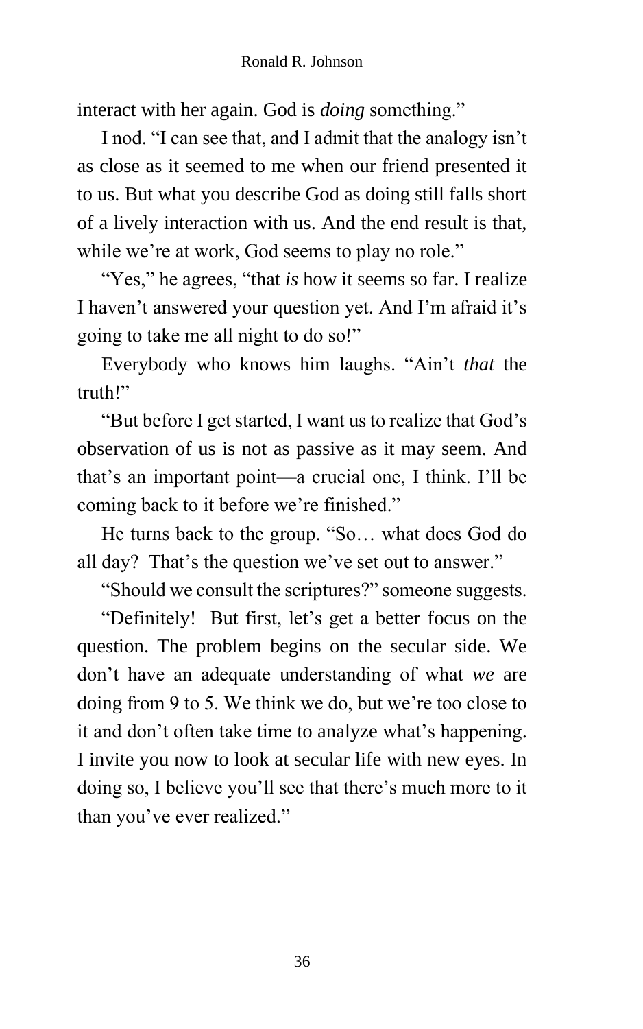interact with her again. God is *doing* something."

I nod. "I can see that, and I admit that the analogy isn't as close as it seemed to me when our friend presented it to us. But what you describe God as doing still falls short of a lively interaction with us. And the end result is that, while we're at work, God seems to play no role."

"Yes," he agrees, "that *is* how it seems so far. I realize I haven't answered your question yet. And I'm afraid it's going to take me all night to do so!"

Everybody who knows him laughs. "Ain't *that* the truth!"

"But before I get started, I want us to realize that God's observation of us is not as passive as it may seem. And that's an important point—a crucial one, I think. I'll be coming back to it before we're finished."

He turns back to the group. "So… what does God do all day? That's the question we've set out to answer."

"Should we consult the scriptures?" someone suggests.

"Definitely! But first, let's get a better focus on the question. The problem begins on the secular side. We don't have an adequate understanding of what *we* are doing from 9 to 5. We think we do, but we're too close to it and don't often take time to analyze what's happening. I invite you now to look at secular life with new eyes. In doing so, I believe you'll see that there's much more to it than you've ever realized."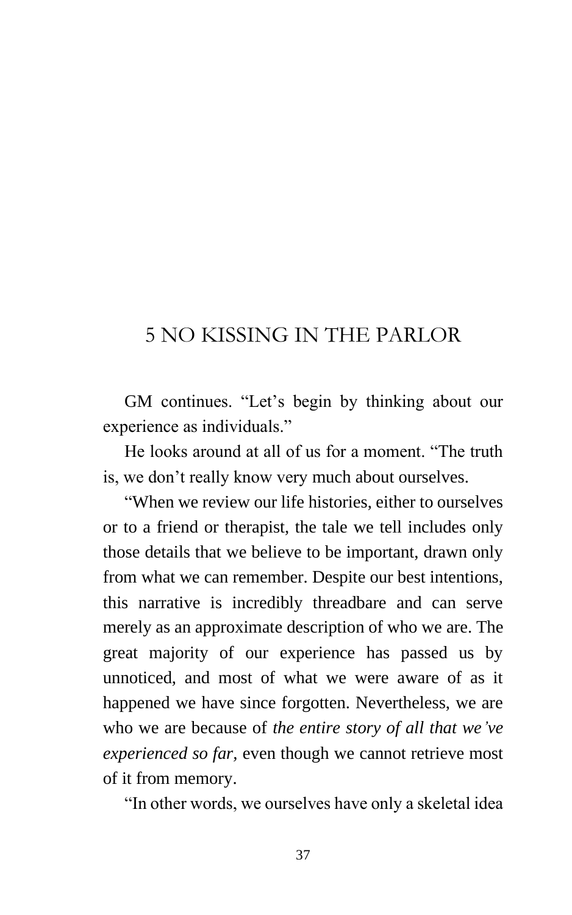# 5 NO KISSING IN THE PARLOR

GM continues. “Let’s begin by thinking about our experience as individuals.”

He looks around at all of us for a moment. “The truth is, we don’t really know very much about ourselves.

“When we review our life histories, either to ourselves or to a friend or therapist, the tale we tell includes only those details that we believe to be important, drawn only from what we can remember. Despite our best intentions, this narrative is incredibly threadbare and can serve merely as an approximate description of who we are. The great majority of our experience has passed us by unnoticed, and most of what we were aware of as it happened we have since forgotten. Nevertheless, we are who we are because of *the entire story of all that we’ve experienced so far,* even though we cannot retrieve most of it from memory.

“In other words, we ourselves have only a skeletal idea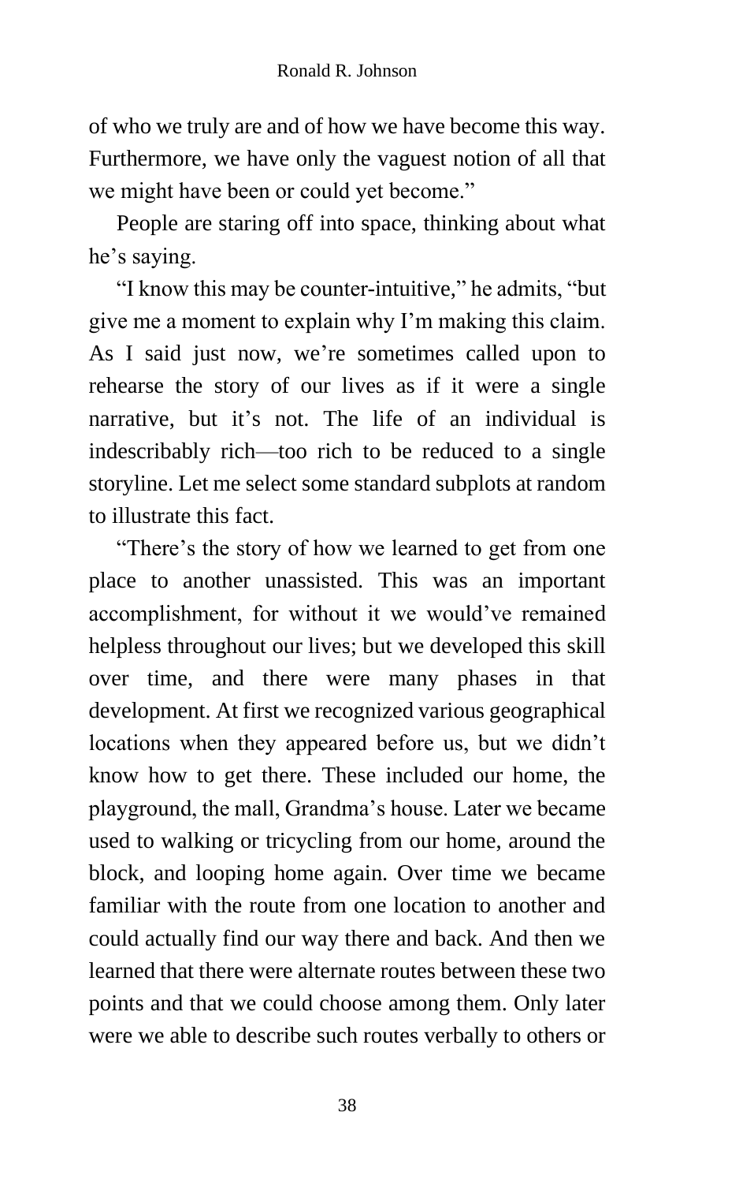of who we truly are and of how we have become this way. Furthermore, we have only the vaguest notion of all that we might have been or could yet become."

People are staring off into space, thinking about what he's saying.

"I know this may be counter-intuitive," he admits, "but give me a moment to explain why I'm making this claim. As I said just now, we're sometimes called upon to rehearse the story of our lives as if it were a single narrative, but it's not. The life of an individual is indescribably rich—too rich to be reduced to a single storyline. Let me select some standard subplots at random to illustrate this fact.

"There's the story of how we learned to get from one place to another unassisted. This was an important accomplishment, for without it we would've remained helpless throughout our lives; but we developed this skill over time, and there were many phases in that development. At first we recognized various geographical locations when they appeared before us, but we didn't know how to get there. These included our home, the playground, the mall, Grandma's house. Later we became used to walking or tricycling from our home, around the block, and looping home again. Over time we became familiar with the route from one location to another and could actually find our way there and back. And then we learned that there were alternate routes between these two points and that we could choose among them. Only later were we able to describe such routes verbally to others or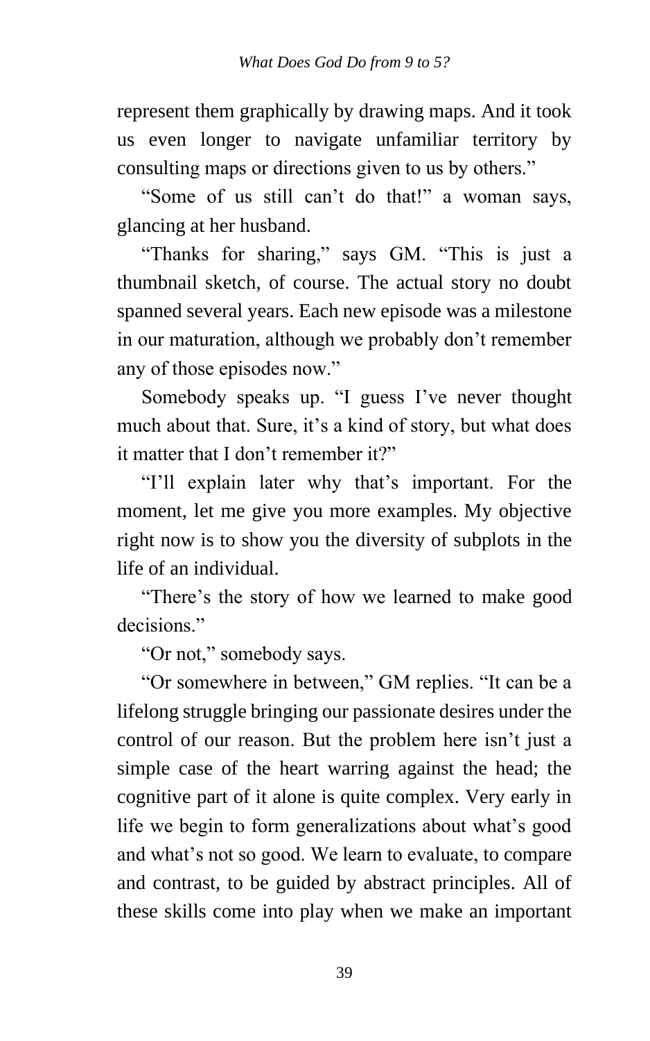represent them graphically by drawing maps. And it took us even longer to navigate unfamiliar territory by consulting maps or directions given to us by others."

"Some of us still can't do that!" a woman says, glancing at her husband.

"Thanks for sharing," says GM. "This is just a thumbnail sketch, of course. The actual story no doubt spanned several years. Each new episode was a milestone in our maturation, although we probably don't remember any of those episodes now."

Somebody speaks up. "I guess I've never thought much about that. Sure, it's a kind of story, but what does it matter that I don't remember it?"

"I'll explain later why that's important. For the moment, let me give you more examples. My objective right now is to show you the diversity of subplots in the life of an individual.

"There's the story of how we learned to make good decisions."

"Or not," somebody says.

"Or somewhere in between," GM replies. "It can be a lifelong struggle bringing our passionate desires under the control of our reason. But the problem here isn't just a simple case of the heart warring against the head; the cognitive part of it alone is quite complex. Very early in life we begin to form generalizations about what's good and what's not so good. We learn to evaluate, to compare and contrast, to be guided by abstract principles. All of these skills come into play when we make an important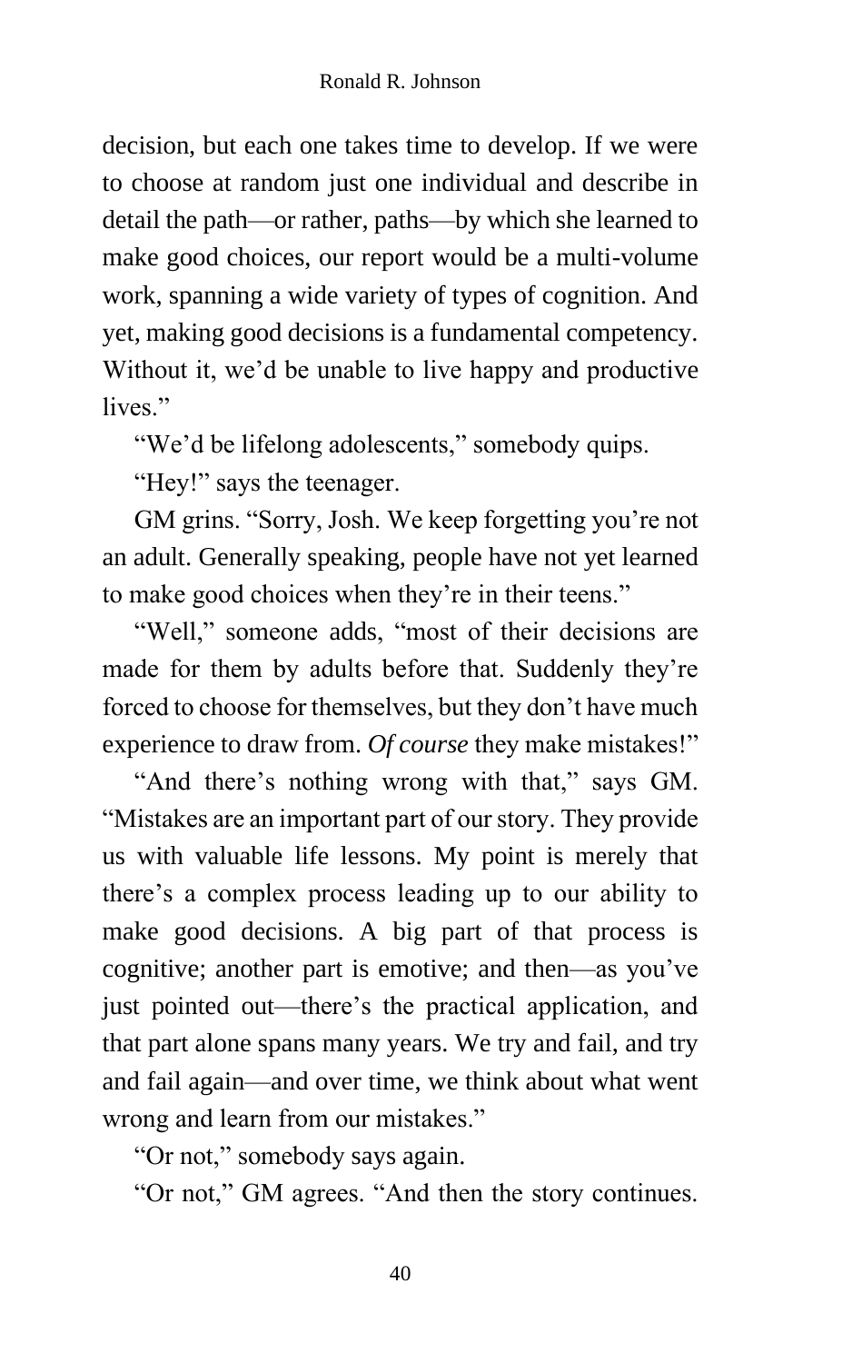decision, but each one takes time to develop. If we were to choose at random just one individual and describe in detail the path—or rather, paths—by which she learned to make good choices, our report would be a multi-volume work, spanning a wide variety of types of cognition. And yet, making good decisions is a fundamental competency. Without it, we'd be unable to live happy and productive lives."

"We'd be lifelong adolescents," somebody quips.

"Hey!" says the teenager.

GM grins. "Sorry, Josh. We keep forgetting you're not an adult. Generally speaking, people have not yet learned to make good choices when they're in their teens."

"Well," someone adds, "most of their decisions are made for them by adults before that. Suddenly they're forced to choose for themselves, but they don't have much experience to draw from. *Of course* they make mistakes!"

"And there's nothing wrong with that," says GM. "Mistakes are an important part of our story. They provide us with valuable life lessons. My point is merely that there's a complex process leading up to our ability to make good decisions. A big part of that process is cognitive; another part is emotive; and then—as you've just pointed out—there's the practical application, and that part alone spans many years. We try and fail, and try and fail again—and over time, we think about what went wrong and learn from our mistakes."

"Or not," somebody says again.

"Or not," GM agrees. "And then the story continues.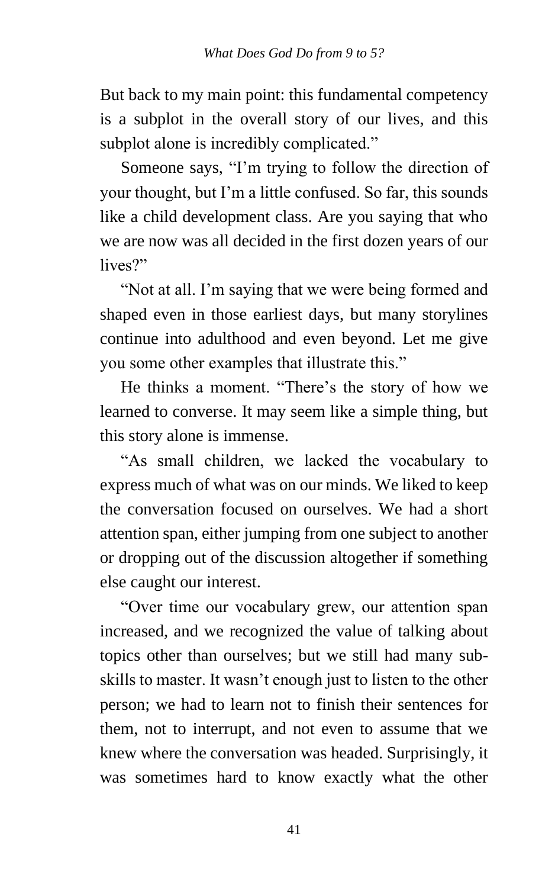But back to my main point: this fundamental competency is a subplot in the overall story of our lives, and this subplot alone is incredibly complicated."

Someone says, "I'm trying to follow the direction of your thought, but I'm a little confused. So far, this sounds like a child development class. Are you saying that who we are now was all decided in the first dozen years of our lives?"

"Not at all. I'm saying that we were being formed and shaped even in those earliest days, but many storylines continue into adulthood and even beyond. Let me give you some other examples that illustrate this."

He thinks a moment. "There's the story of how we learned to converse. It may seem like a simple thing, but this story alone is immense.

"As small children, we lacked the vocabulary to express much of what was on our minds. We liked to keep the conversation focused on ourselves. We had a short attention span, either jumping from one subject to another or dropping out of the discussion altogether if something else caught our interest.

"Over time our vocabulary grew, our attention span increased, and we recognized the value of talking about topics other than ourselves; but we still had many sub-skills to master. It wasn't enough just to listen to the other person; we had to learn not to finish their sentences for them, not to interrupt, and not even to assume that we knew where the conversation was headed. Surprisingly, it was sometimes hard to know exactly what the other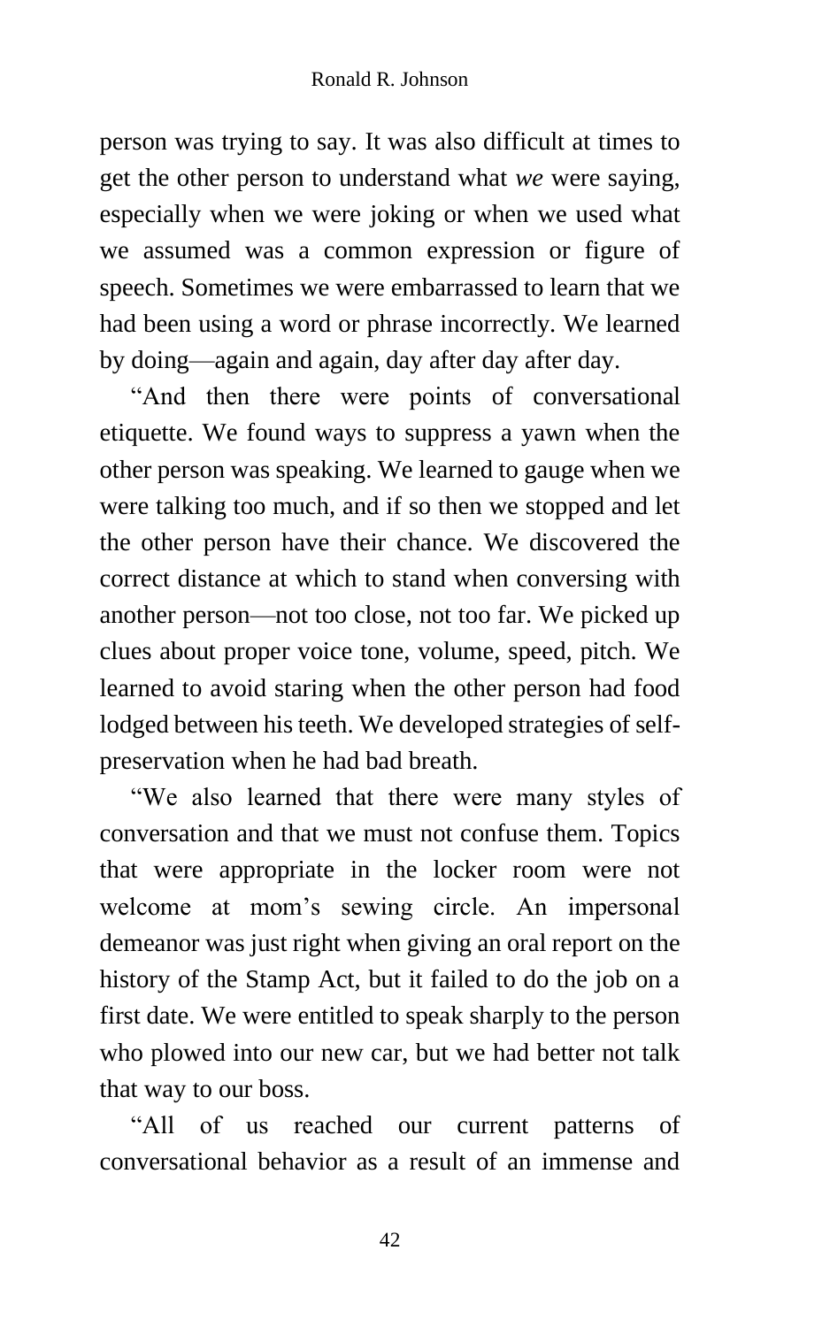person was trying to say. It was also difficult at times to get the other person to understand what *we* were saying, especially when we were joking or when we used what we assumed was a common expression or figure of speech. Sometimes we were embarrassed to learn that we had been using a word or phrase incorrectly. We learned by doing—again and again, day after day after day.

"And then there were points of conversational etiquette. We found ways to suppress a yawn when the other person was speaking. We learned to gauge when we were talking too much, and if so then we stopped and let the other person have their chance. We discovered the correct distance at which to stand when conversing with another person—not too close, not too far. We picked up clues about proper voice tone, volume, speed, pitch. We learned to avoid staring when the other person had food lodged between his teeth. We developed strategies of self-preservation when he had bad breath.

"We also learned that there were many styles of conversation and that we must not confuse them. Topics that were appropriate in the locker room were not welcome at mom's sewing circle. An impersonal demeanor was just right when giving an oral report on the history of the Stamp Act, but it failed to do the job on a first date. We were entitled to speak sharply to the person who plowed into our new car, but we had better not talk that way to our boss.

"All of us reached our current patterns of conversational behavior as a result of an immense and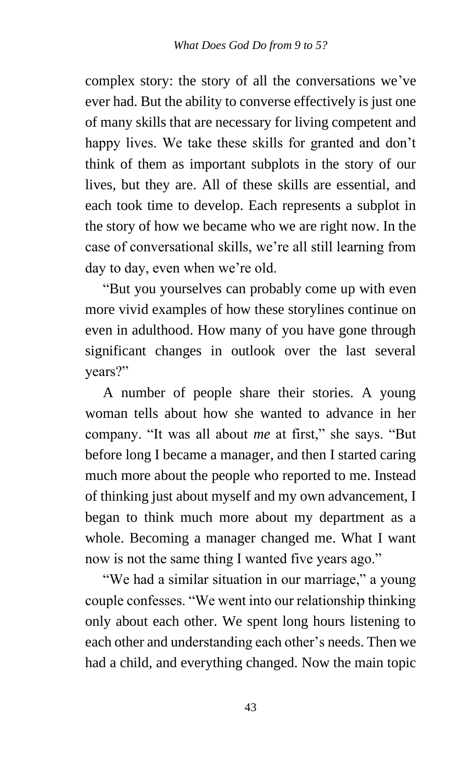complex story: the story of all the conversations we've ever had. But the ability to converse effectively is just one of many skills that are necessary for living competent and happy lives. We take these skills for granted and don't think of them as important subplots in the story of our lives, but they are. All of these skills are essential, and each took time to develop. Each represents a subplot in the story of how we became who we are right now. In the case of conversational skills, we're all still learning from day to day, even when we're old.

"But you yourselves can probably come up with even more vivid examples of how these storylines continue on even in adulthood. How many of you have gone through significant changes in outlook over the last several years?"

A number of people share their stories. A young woman tells about how she wanted to advance in her company. "It was all about *me* at first," she says. "But before long I became a manager, and then I started caring much more about the people who reported to me. Instead of thinking just about myself and my own advancement, I began to think much more about my department as a whole. Becoming a manager changed me. What I want now is not the same thing I wanted five years ago."

"We had a similar situation in our marriage," a young couple confesses. "We went into our relationship thinking only about each other. We spent long hours listening to each other and understanding each other's needs. Then we had a child, and everything changed. Now the main topic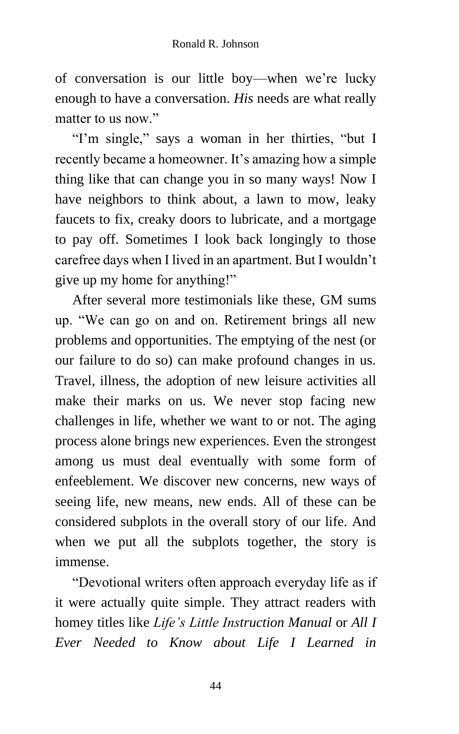of conversation is our little boy—when we're lucky enough to have a conversation. *His* needs are what really matter to us now."

"I'm single," says a woman in her thirties, "but I recently became a homeowner. It's amazing how a simple thing like that can change you in so many ways! Now I have neighbors to think about, a lawn to mow, leaky faucets to fix, creaky doors to lubricate, and a mortgage to pay off. Sometimes I look back longingly to those carefree days when I lived in an apartment. But I wouldn't give up my home for anything!"

After several more testimonials like these, GM sums up. "We can go on and on. Retirement brings all new problems and opportunities. The emptying of the nest (or our failure to do so) can make profound changes in us. Travel, illness, the adoption of new leisure activities all make their marks on us. We never stop facing new challenges in life, whether we want to or not. The aging process alone brings new experiences. Even the strongest among us must deal eventually with some form of enfeeblement. We discover new concerns, new ways of seeing life, new means, new ends. All of these can be considered subplots in the overall story of our life. And when we put all the subplots together, the story is immense.

"Devotional writers often approach everyday life as if it were actually quite simple. They attract readers with homey titles like *Life's Little Instruction Manual* or *All I Ever Needed to Know about Life I Learned in*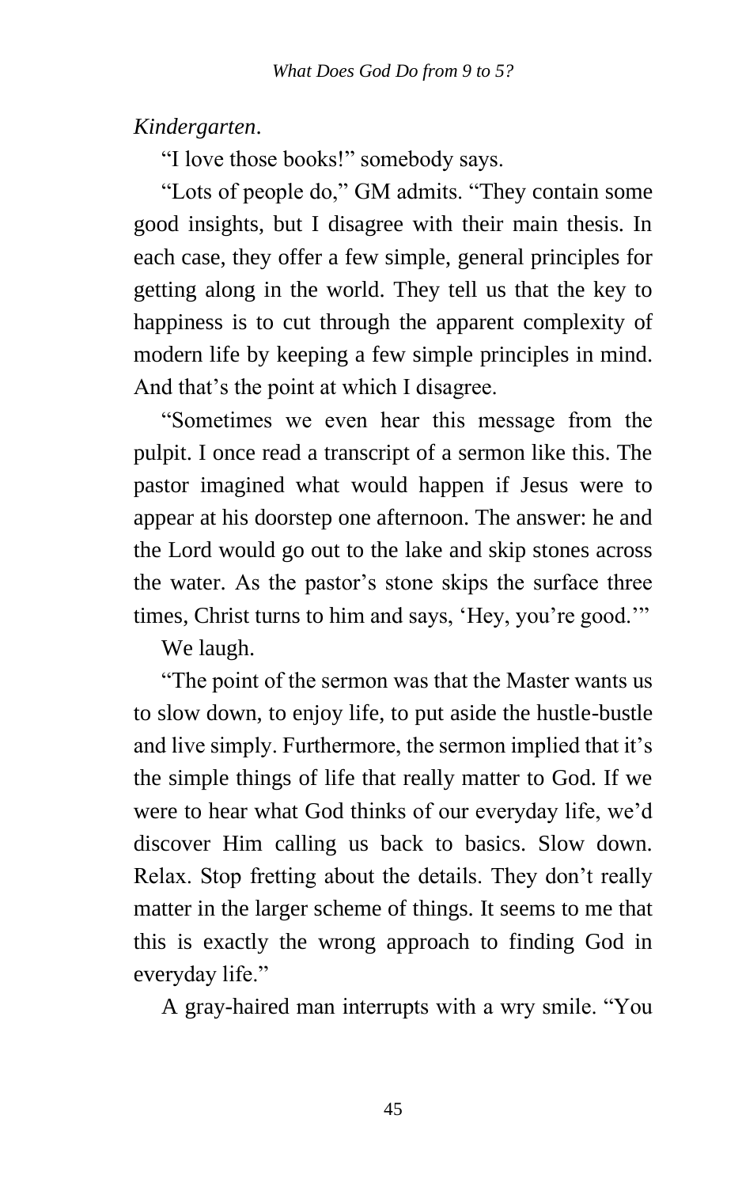*Kindergarten*.

"I love those books!" somebody says.

"Lots of people do," GM admits. "They contain some good insights, but I disagree with their main thesis. In each case, they offer a few simple, general principles for getting along in the world. They tell us that the key to happiness is to cut through the apparent complexity of modern life by keeping a few simple principles in mind. And that's the point at which I disagree.

"Sometimes we even hear this message from the pulpit. I once read a transcript of a sermon like this. The pastor imagined what would happen if Jesus were to appear at his doorstep one afternoon. The answer: he and the Lord would go out to the lake and skip stones across the water. As the pastor's stone skips the surface three times, Christ turns to him and says, 'Hey, you're good.'"

We laugh.

"The point of the sermon was that the Master wants us to slow down, to enjoy life, to put aside the hustle-bustle and live simply. Furthermore, the sermon implied that it's the simple things of life that really matter to God. If we were to hear what God thinks of our everyday life, we'd discover Him calling us back to basics. Slow down. Relax. Stop fretting about the details. They don't really matter in the larger scheme of things. It seems to me that this is exactly the wrong approach to finding God in everyday life."

A gray-haired man interrupts with a wry smile. "You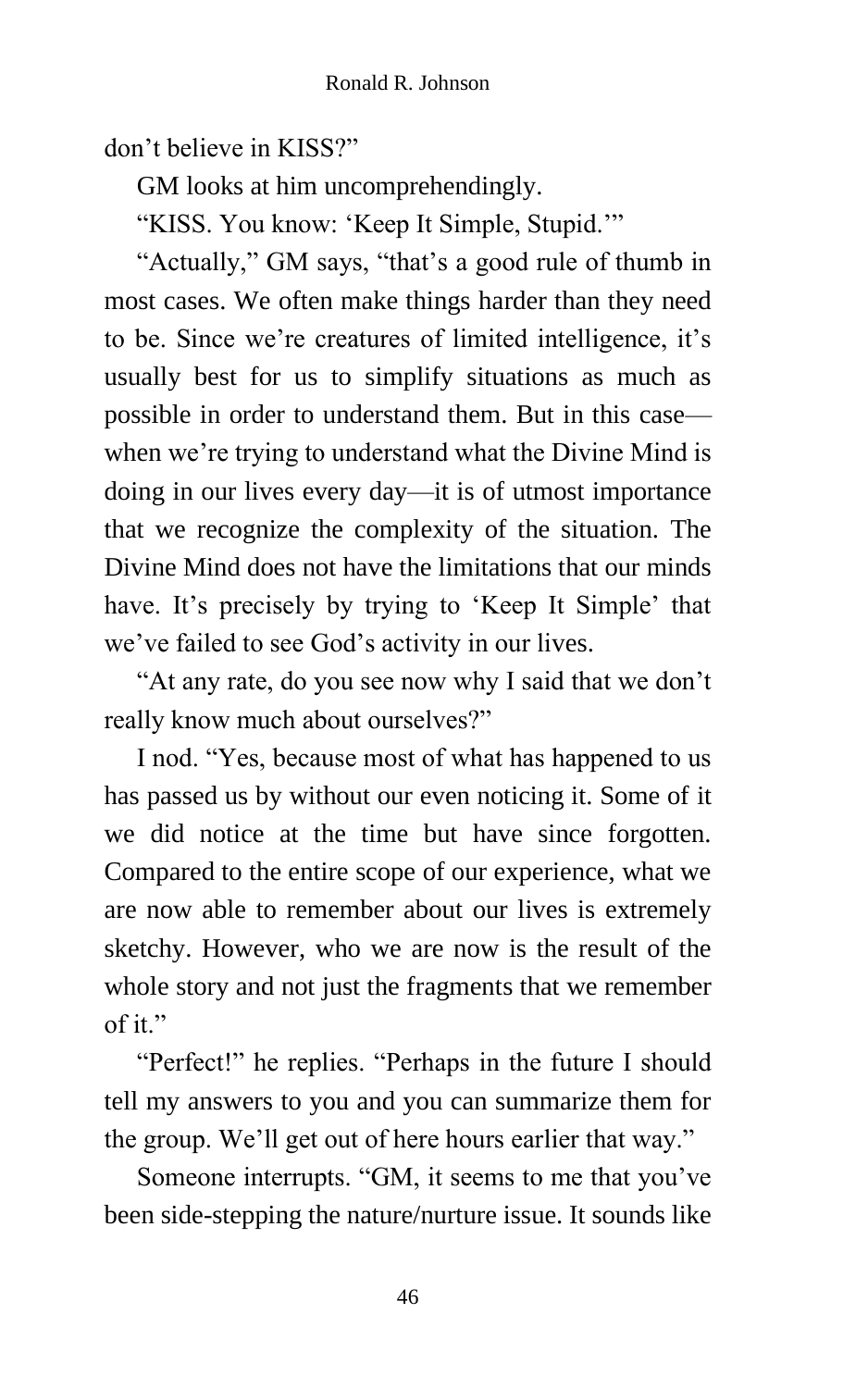don't believe in KISS?"

GM looks at him uncomprehendingly.

"KISS. You know: 'Keep It Simple, Stupid.'"

"Actually," GM says, "that's a good rule of thumb in most cases. We often make things harder than they need to be. Since we're creatures of limited intelligence, it's usually best for us to simplify situations as much as possible in order to understand them. But in this case—when we're trying to understand what the Divine Mind is doing in our lives every day—it is of utmost importance that we recognize the complexity of the situation. The Divine Mind does not have the limitations that our minds have. It's precisely by trying to 'Keep It Simple' that we've failed to see God's activity in our lives.

"At any rate, do you see now why I said that we don't really know much about ourselves?"

I nod. "Yes, because most of what has happened to us has passed us by without our even noticing it. Some of it we did notice at the time but have since forgotten. Compared to the entire scope of our experience, what we are now able to remember about our lives is extremely sketchy. However, who we are now is the result of the whole story and not just the fragments that we remember of it."

"Perfect!" he replies. "Perhaps in the future I should tell my answers to you and you can summarize them for the group. We'll get out of here hours earlier that way."

Someone interrupts. "GM, it seems to me that you've been side-stepping the nature/nurture issue. It sounds like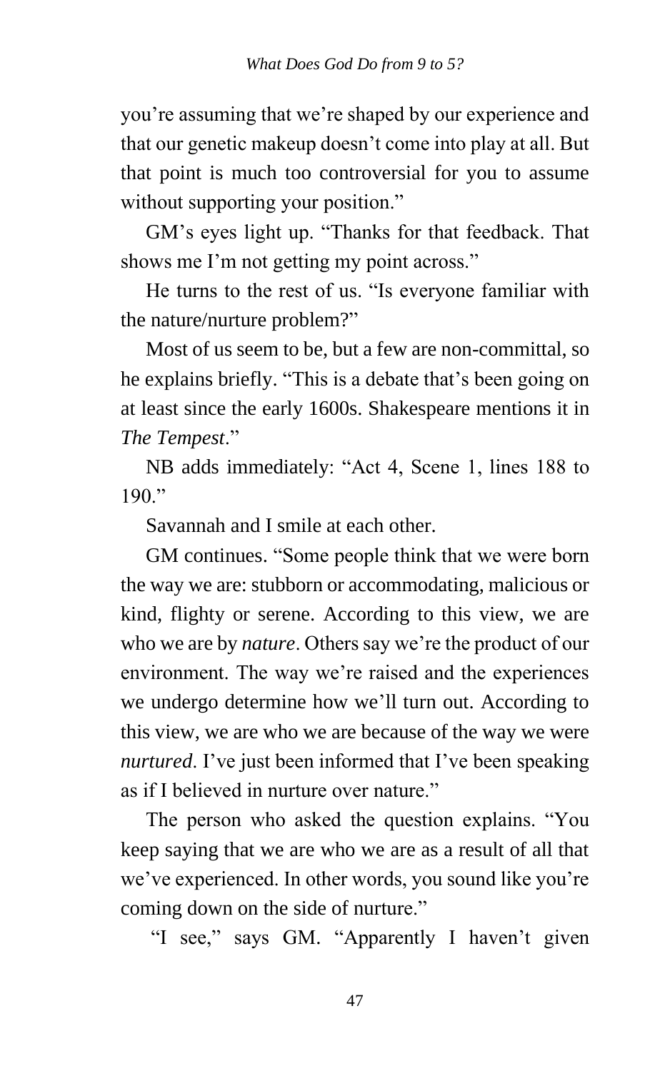you're assuming that we're shaped by our experience and that our genetic makeup doesn't come into play at all. But that point is much too controversial for you to assume without supporting your position."

GM's eyes light up. "Thanks for that feedback. That shows me I'm not getting my point across."

He turns to the rest of us. "Is everyone familiar with the nature/nurture problem?"

Most of us seem to be, but a few are non-committal, so he explains briefly. "This is a debate that's been going on at least since the early 1600s. Shakespeare mentions it in *The Tempest*."

NB adds immediately: "Act 4, Scene 1, lines 188 to 190."

Savannah and I smile at each other.

GM continues. "Some people think that we were born the way we are: stubborn or accommodating, malicious or kind, flighty or serene. According to this view, we are who we are by *nature*. Others say we're the product of our environment. The way we're raised and the experiences we undergo determine how we'll turn out. According to this view, we are who we are because of the way we were *nurtured*. I've just been informed that I've been speaking as if I believed in nurture over nature."

The person who asked the question explains. "You keep saying that we are who we are as a result of all that we've experienced. In other words, you sound like you're coming down on the side of nurture."

"I see," says GM. "Apparently I haven't given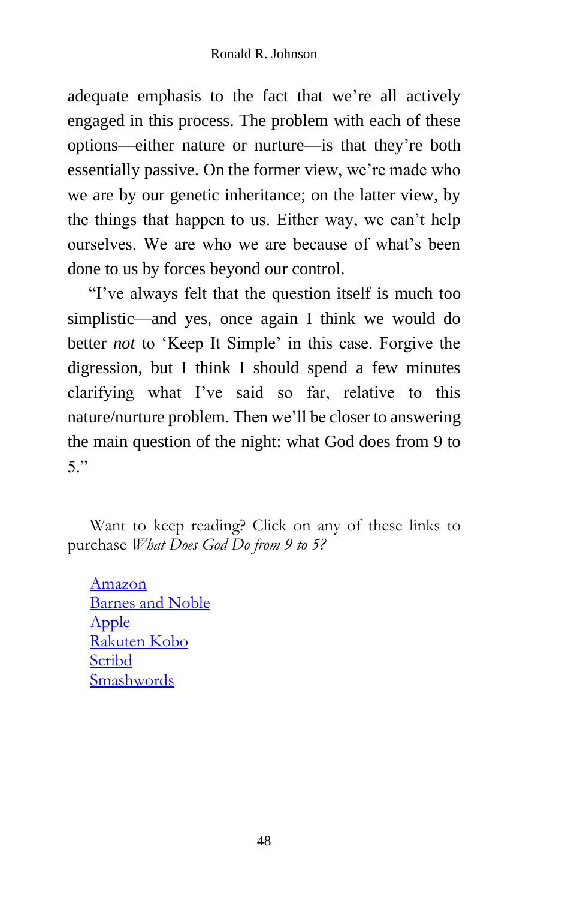adequate emphasis to the fact that we're all actively engaged in this process. The problem with each of these options—either nature or nurture—is that they're both essentially passive. On the former view, we're made who we are by our genetic inheritance; on the latter view, by the things that happen to us. Either way, we can't help ourselves. We are who we are because of what's been done to us by forces beyond our control.

"I've always felt that the question itself is much too simplistic—and yes, once again I think we would do better *not* to 'Keep It Simple' in this case. Forgive the digression, but I think I should spend a few minutes clarifying what I've said so far, relative to this nature/nurture problem. Then we'll be closer to answering the main question of the night: what God does from 9 to 5."

Want to keep reading? Click on any of these links to purchase *What Does God Do from 9 to 5?*

- Amazon
- Barnes and Noble
- Apple
- Rakuten Kobo
- Scribd
- Smashwords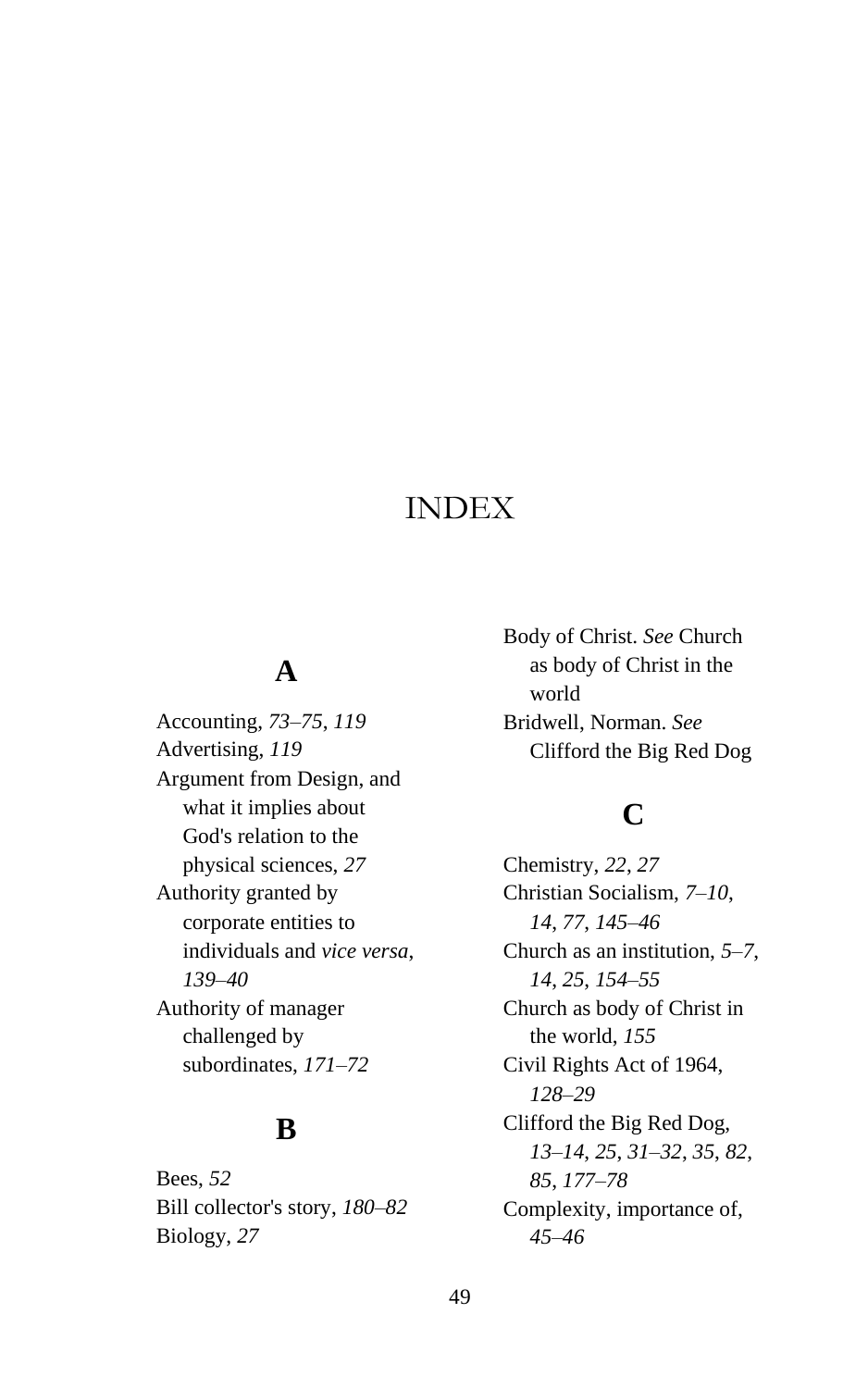# INDEX

## A

Accounting, *73–75*, *119*
Advertising, *119*
Argument from Design, and what it implies about God's relation to the physical sciences, *27*
Authority granted by corporate entities to individuals and *vice versa*, *139–40*
Authority of manager challenged by subordinates, *171–72*

## B

Bees, *52*
Bill collector's story, *180–82*
Biology, *27*
Body of Christ. *See* Church as body of Christ in the world
Bridwell, Norman. *See* Clifford the Big Red Dog

## C

Chemistry, *22*, *27*
Christian Socialism, *7–10*, *14*, *77*, *145–46*
Church as an institution, *5–7*, *14*, *25*, *154–55*
Church as body of Christ in the world, *155*
Civil Rights Act of 1964, *128–29*
Clifford the Big Red Dog, *13–14*, *25*, *31–32*, *35*, *82*, *85*, *177–78*
Complexity, importance of, *45–46*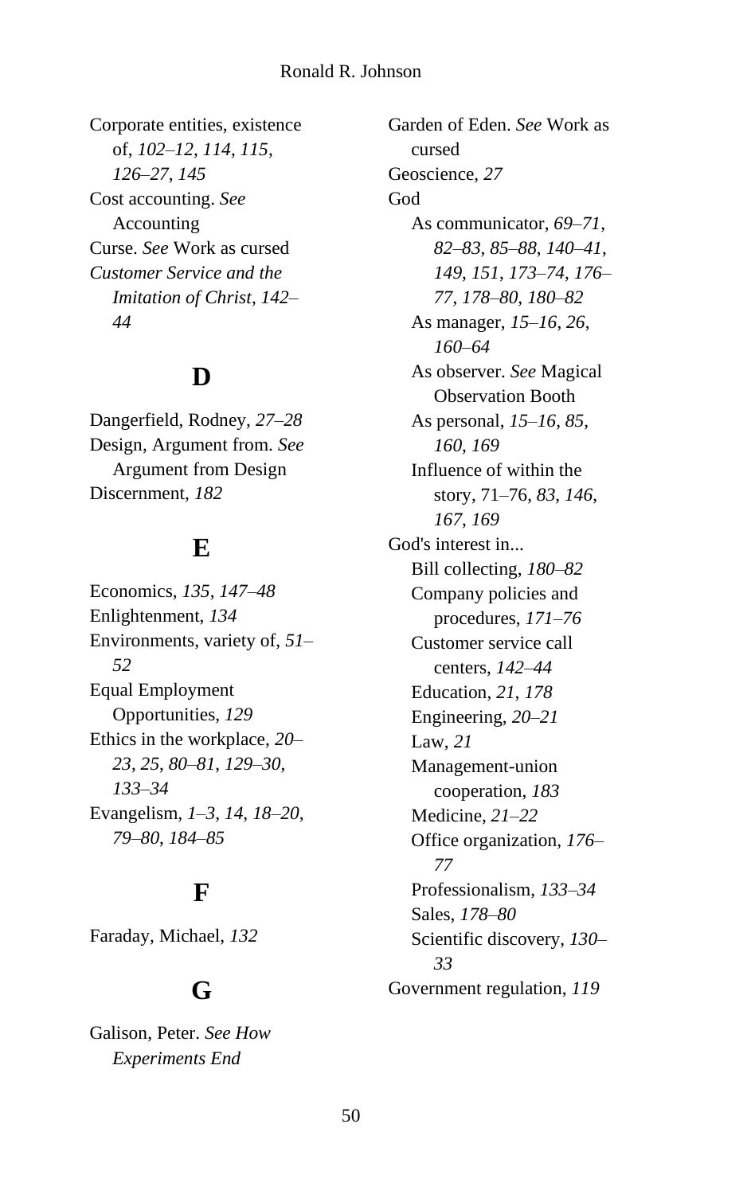Corporate entities, existence of, *102–12*, *114*, *115*, *126–27*, *145*
Cost accounting. *See* Accounting
Curse. *See* Work as cursed
*Customer Service and the Imitation of Christ*, *142–44*

## D

Dangerfield, Rodney, *27–28*
Design, Argument from. *See* Argument from Design
Discernment, *182*

## E

Economics, *135*, *147–48*
Enlightenment, *134*
Environments, variety of, *51–52*
Equal Employment Opportunities, *129*
Ethics in the workplace, *20–23*, *25*, *80–81*, *129–30*, *133–34*
Evangelism, *1–3*, *14*, *18–20*, *79–80*, *184–85*

## F

Faraday, Michael, *132*

## G

Galison, Peter. *See How Experiments End*
Garden of Eden. *See* Work as cursed
Geoscience, *27*
God
- As communicator, *69–71*, *82–83*, *85–88*, *140–41*, *149*, *151*, *173–74*, *176–77*, *178–80*, *180–82*
- As manager, *15–16*, *26*, *160–64*
- As observer. *See* Magical Observation Booth
- As personal, *15–16*, *85*, *160*, *169*
- Influence of within the story, 71–76, *83*, *146*, *167*, *169*

God's interest in...
- Bill collecting, *180–82*
- Company policies and procedures, *171–76*
- Customer service call centers, *142–44*
- Education, *21*, *178*
- Engineering, *20–21*
- Law, *21*
- Management-union cooperation, *183*
- Medicine, *21–22*
- Office organization, *176–77*
- Professionalism, *133–34*
- Sales, *178–80*
- Scientific discovery, *130–33*

Government regulation, *119*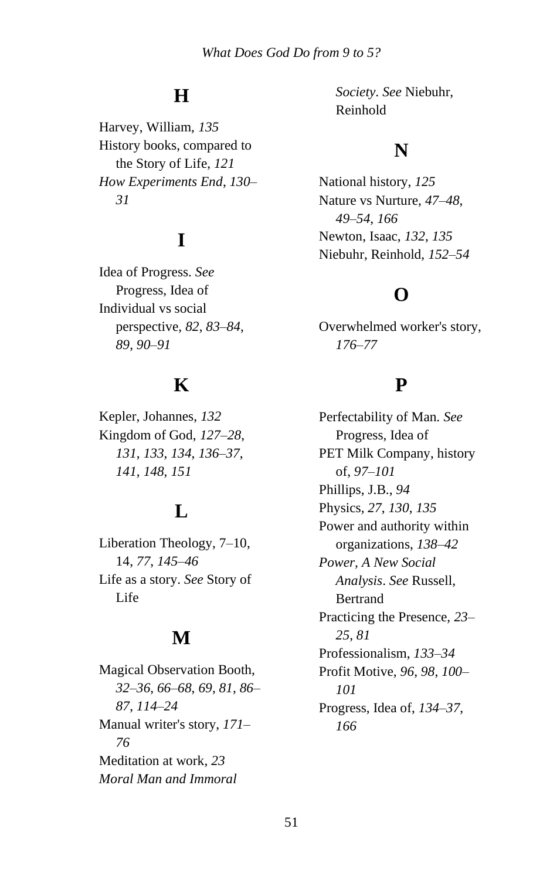## H

Harvey, William, *135*
History books, compared to the Story of Life, *121*
*How Experiments End*, *130–31*

## I

Idea of Progress. *See* Progress, Idea of
Individual vs social perspective, *82*, *83–84*, *89*, *90–91*

## K

Kepler, Johannes, *132*
Kingdom of God, *127–28*, *131*, *133*, *134*, *136–37*, *141*, *148*, *151*

## L

Liberation Theology, 7–10, 14, *77*, *145–46*
Life as a story. *See* Story of Life

## M

Magical Observation Booth, *32–36*, *66–68*, *69*, *81*, *86–87*, *114–24*
Manual writer's story, *171–76*
Meditation at work, *23*
*Moral Man and Immoral Society*. *See* Niebuhr, Reinhold

## N

National history, *125*
Nature vs Nurture, *47–48*, *49–54*, *166*
Newton, Isaac, *132*, *135*
Niebuhr, Reinhold, *152–54*

## O

Overwhelmed worker's story, *176–77*

## P

Perfectability of Man. *See* Progress, Idea of
PET Milk Company, history of, *97–101*
Phillips, J.B., *94*
Physics, *27*, *130*, *135*
Power and authority within organizations, *138–42*
*Power, A New Social Analysis*. *See* Russell, Bertrand
Practicing the Presence, *23–25*, *81*
Professionalism, *133–34*
Profit Motive, *96*, *98*, *100–101*
Progress, Idea of, *134–37*, *166*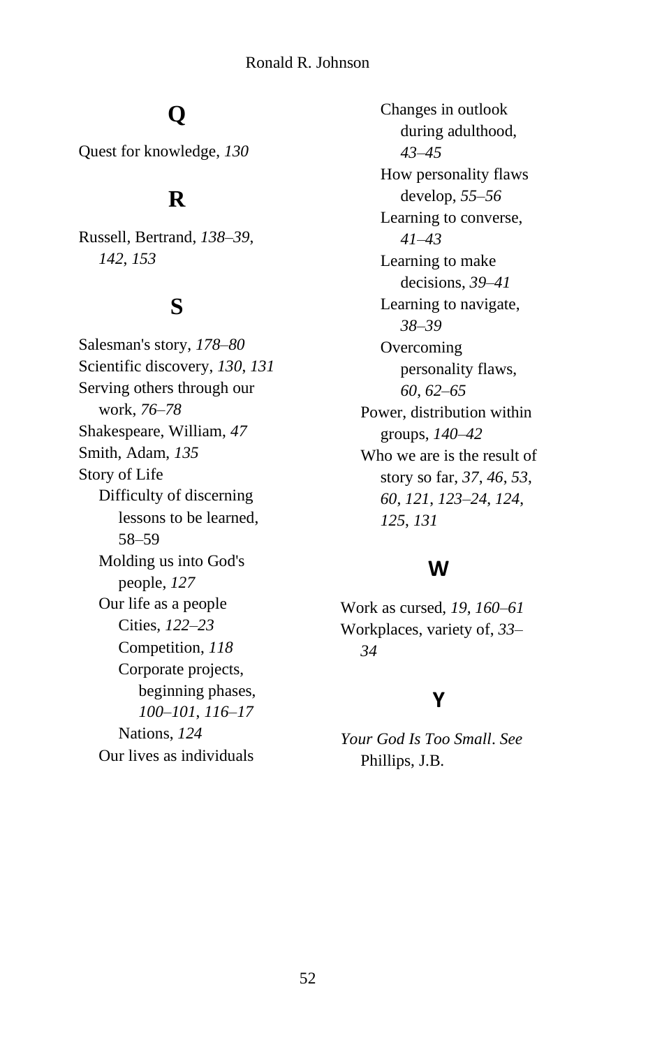## Q

Quest for knowledge, *130*

## R

Russell, Bertrand, *138–39*, *142*, *153*

## S

Salesman's story, *178–80*
Scientific discovery, *130*, *131*
Serving others through our work, *76–78*
Shakespeare, William, *47*
Smith, Adam, *135*
Story of Life
- Difficulty of discerning lessons to be learned, 58–59
- Molding us into God's people, *127*
- Our life as a people
  - Cities, *122–23*
  - Competition, *118*
  - Corporate projects, beginning phases, *100–101*, *116–17*
  - Nations, *124*
- Our lives as individuals
  - Changes in outlook during adulthood, *43–45*
  - How personality flaws develop, *55–56*
  - Learning to converse, *41–43*
  - Learning to make decisions, *39–41*
  - Learning to navigate, *38–39*
  - Overcoming personality flaws, *60*, *62–65*
- Power, distribution within groups, *140–42*
- Who we are is the result of story so far, *37*, *46*, *53*, *60*, *121*, *123–24*, *124*, *125*, *131*

## W

Work as cursed, *19*, *160–61*
Workplaces, variety of, *33–34*

## Y

*Your God Is Too Small*. *See* Phillips, J.B.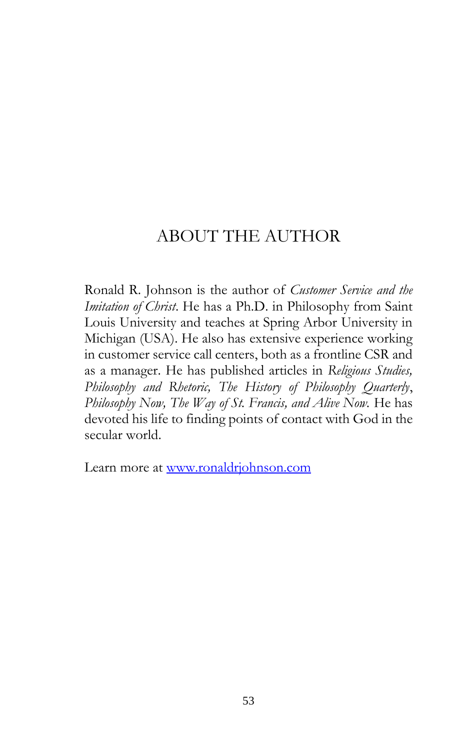# ABOUT THE AUTHOR

Ronald R. Johnson is the author of *Customer Service and the Imitation of Christ*. He has a Ph.D. in Philosophy from Saint Louis University and teaches at Spring Arbor University in Michigan (USA). He also has extensive experience working in customer service call centers, both as a frontline CSR and as a manager. He has published articles in *Religious Studies, Philosophy and Rhetoric, The History of Philosophy Quarterly*, *Philosophy Now, The Way of St. Francis, and Alive Now.* He has devoted his life to finding points of contact with God in the secular world.

Learn more at [www.ronaldrjohnson.com](http://www.ronaldrjohnson.com)